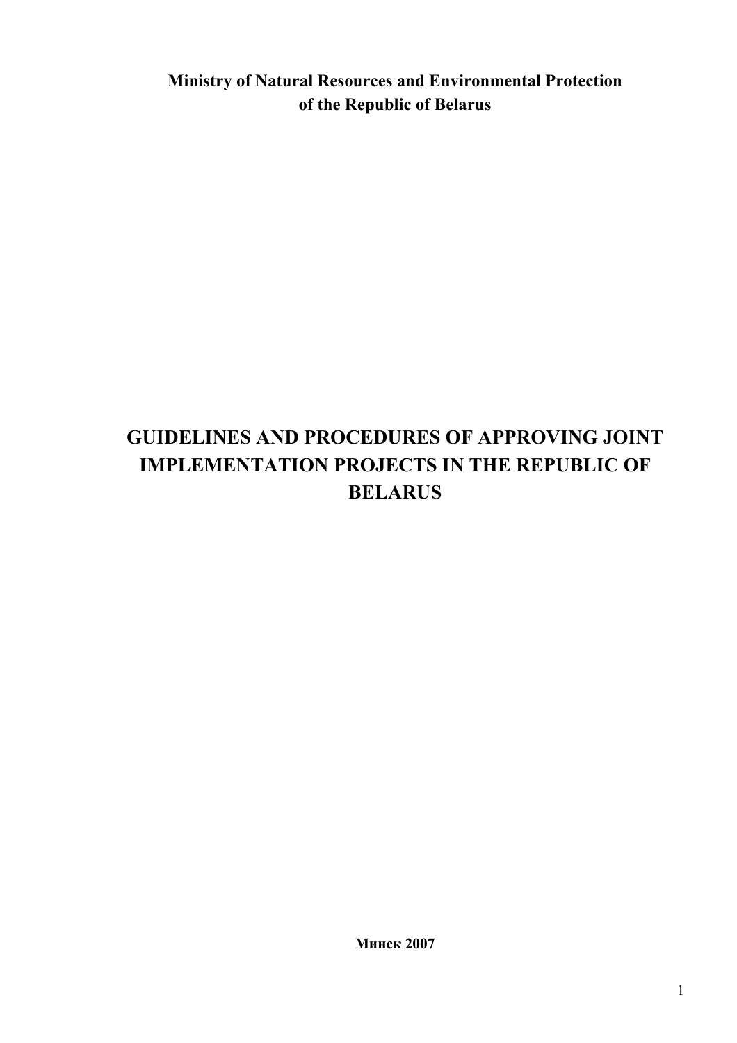**Ministry of Natural Resources and Environmental Protection of the Republic of Belarus**

# GUIDELINES AND PROCEDURES OF APPROVING JOINT IMPLEMENTATION PROJECTS IN THE REPUBLIC OF BELARUS

**Минск 2007**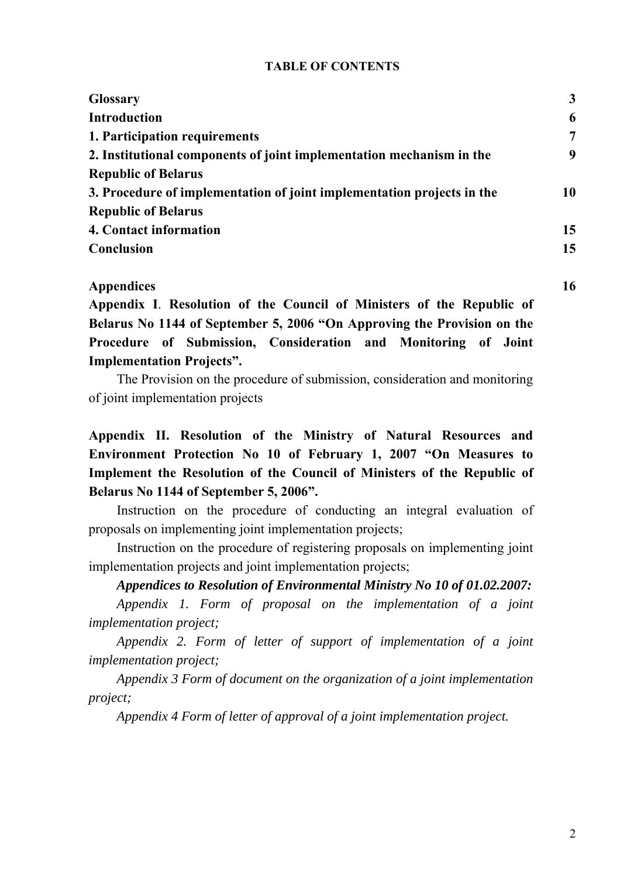# TABLE OF CONTENTS

| | |
|---|---|
| **Glossary** | **3** |
| **Introduction** | **6** |
| **1. Participation requirements** | **7** |
| **2. Institutional components of joint implementation mechanism in the Republic of Belarus** | **9** |
| **3. Procedure of implementation of joint implementation projects in the Republic of Belarus** | **10** |
| **4. Contact information** | **15** |
| **Conclusion** | **15** |
| **Appendices** | **16** |

**Appendix I**. **Resolution of the Council of Ministers of the Republic of Belarus No 1144 of September 5, 2006 "On Approving the Provision on the Procedure of Submission, Consideration and Monitoring of Joint Implementation Projects".**

The Provision on the procedure of submission, consideration and monitoring of joint implementation projects

**Appendix II. Resolution of the Ministry of Natural Resources and Environment Protection No 10 of February 1, 2007 "On Measures to Implement the Resolution of the Council of Ministers of the Republic of Belarus No 1144 of September 5, 2006".**

Instruction on the procedure of conducting an integral evaluation of proposals on implementing joint implementation projects;

Instruction on the procedure of registering proposals on implementing joint implementation projects and joint implementation projects;

***Appendices to Resolution of Environmental Ministry No 10 of 01.02.2007:***

*Appendix 1. Form of proposal on the implementation of a joint implementation project;*

*Appendix 2. Form of letter of support of implementation of a joint implementation project;*

*Appendix 3 Form of document on the organization of a joint implementation project;*

*Appendix 4 Form of letter of approval of a joint implementation project.*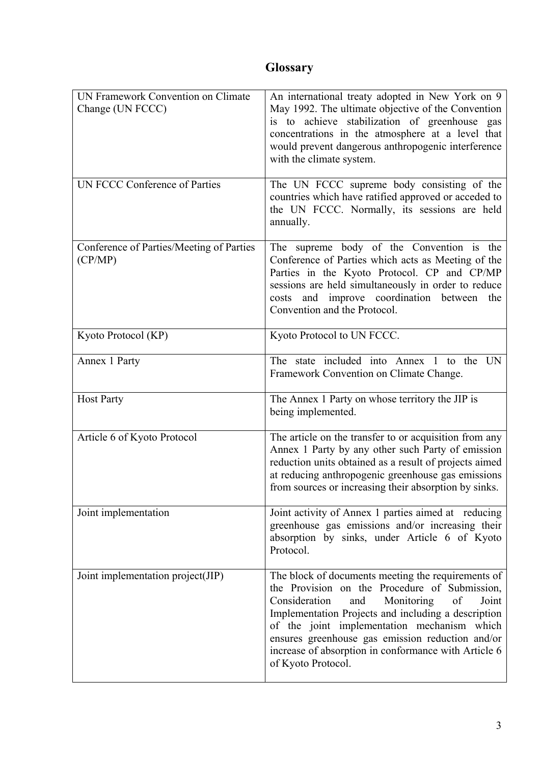# Glossary

| | |
|---|---|
| UN Framework Convention on Climate Change (UN FCCC) | An international treaty adopted in New York on 9 May 1992. The ultimate objective of the Convention is to achieve stabilization of greenhouse gas concentrations in the atmosphere at a level that would prevent dangerous anthropogenic interference with the climate system. |
| UN FCCC Conference of Parties | The UN FCCC supreme body consisting of the countries which have ratified approved or acceded to the UN FCCC. Normally, its sessions are held annually. |
| Conference of Parties/Meeting of Parties (CP/MP) | The supreme body of the Convention is the Conference of Parties which acts as Meeting of the Parties in the Kyoto Protocol. CP and CP/MP sessions are held simultaneously in order to reduce costs and improve coordination between the Convention and the Protocol. |
| Kyoto Protocol (KP) | Kyoto Protocol to UN FCCC. |
| Annex 1 Party | The state included into Annex 1 to the UN Framework Convention on Climate Change. |
| Host Party | The Annex 1 Party on whose territory the JIP is being implemented. |
| Article 6 of Kyoto Protocol | The article on the transfer to or acquisition from any Annex 1 Party by any other such Party of emission reduction units obtained as a result of projects aimed at reducing anthropogenic greenhouse gas emissions from sources or increasing their absorption by sinks. |
| Joint implementation | Joint activity of Annex 1 parties aimed at reducing greenhouse gas emissions and/or increasing their absorption by sinks, under Article 6 of Kyoto Protocol. |
| Joint implementation project(JIP) | The block of documents meeting the requirements of the Provision on the Procedure of Submission, Consideration and Monitoring of Joint Implementation Projects and including a description of the joint implementation mechanism which ensures greenhouse gas emission reduction and/or increase of absorption in conformance with Article 6 of Kyoto Protocol. |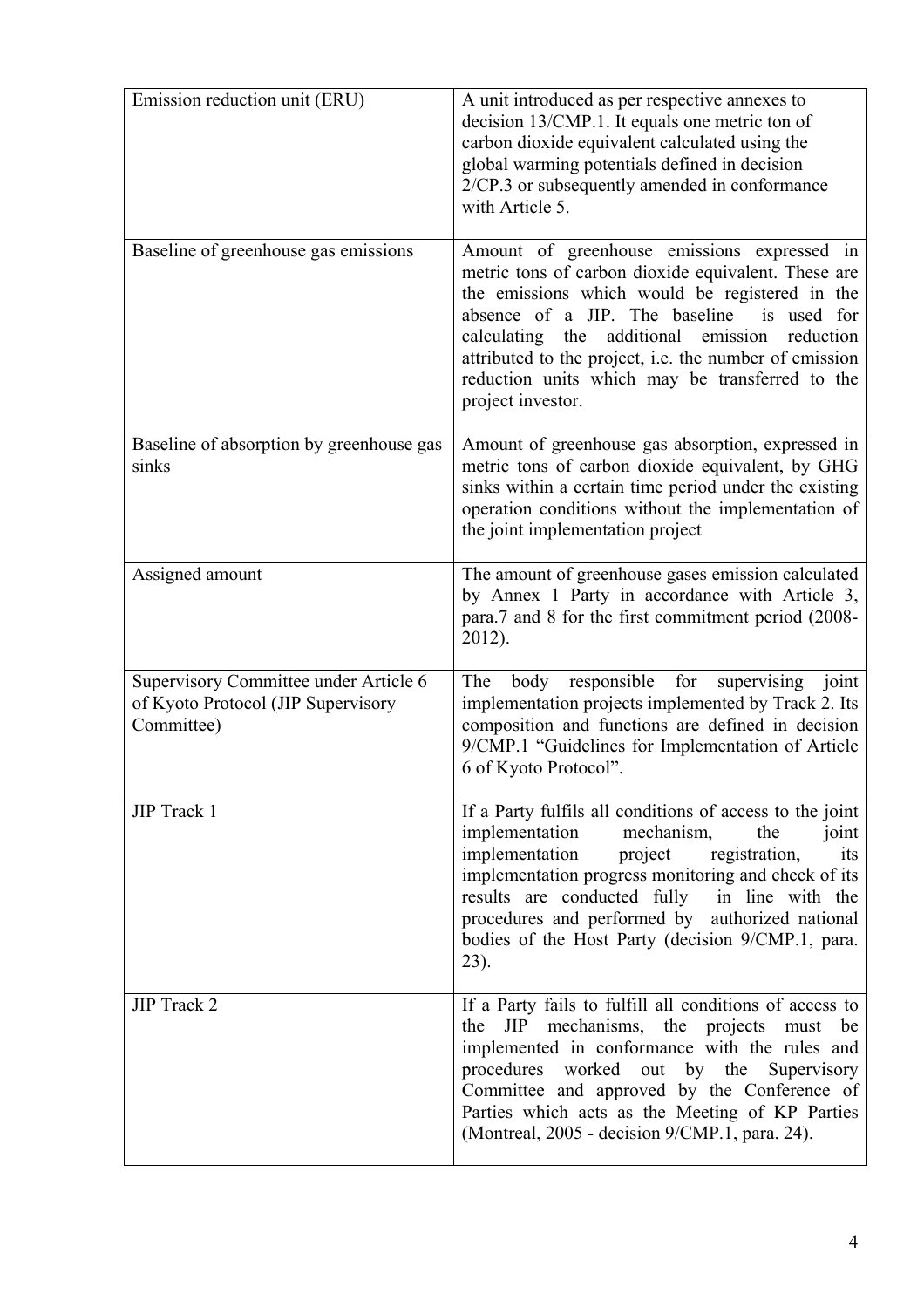| | |
|---|---|
| Emission reduction unit (ERU) | A unit introduced as per respective annexes to decision 13/CMP.1. It equals one metric ton of carbon dioxide equivalent calculated using the global warming potentials defined in decision 2/CP.3 or subsequently amended in conformance with Article 5. |
| Baseline of greenhouse gas emissions | Amount of greenhouse emissions expressed in metric tons of carbon dioxide equivalent. These are the emissions which would be registered in the absence of a JIP. The baseline is used for calculating the additional emission reduction attributed to the project, i.e. the number of emission reduction units which may be transferred to the project investor. |
| Baseline of absorption by greenhouse gas sinks | Amount of greenhouse gas absorption, expressed in metric tons of carbon dioxide equivalent, by GHG sinks within a certain time period under the existing operation conditions without the implementation of the joint implementation project |
| Assigned amount | The amount of greenhouse gases emission calculated by Annex 1 Party in accordance with Article 3, para.7 and 8 for the first commitment period (2008-2012). |
| Supervisory Committee under Article 6 of Kyoto Protocol (JIP Supervisory Committee) | The body responsible for supervising joint implementation projects implemented by Track 2. Its composition and functions are defined in decision 9/CMP.1 "Guidelines for Implementation of Article 6 of Kyoto Protocol". |
| JIP Track 1 | If a Party fulfils all conditions of access to the joint implementation mechanism, the joint implementation project registration, its implementation progress monitoring and check of its results are conducted fully in line with the procedures and performed by authorized national bodies of the Host Party (decision 9/CMP.1, para. 23). |
| JIP Track 2 | If a Party fails to fulfill all conditions of access to the JIP mechanisms, the projects must be implemented in conformance with the rules and procedures worked out by the Supervisory Committee and approved by the Conference of Parties which acts as the Meeting of KP Parties (Montreal, 2005 - decision 9/CMP.1, para. 24). |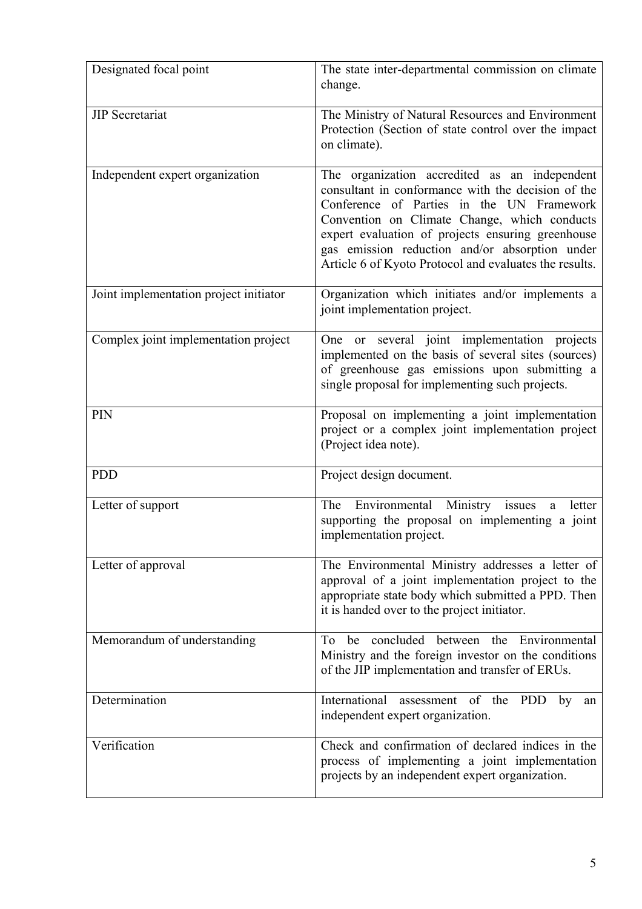| | |
|---|---|
| Designated focal point | The state inter-departmental commission on climate change. |
| JIP Secretariat | The Ministry of Natural Resources and Environment Protection (Section of state control over the impact on climate). |
| Independent expert organization | The organization accredited as an independent consultant in conformance with the decision of the Conference of Parties in the UN Framework Convention on Climate Change, which conducts expert evaluation of projects ensuring greenhouse gas emission reduction and/or absorption under Article 6 of Kyoto Protocol and evaluates the results. |
| Joint implementation project initiator | Organization which initiates and/or implements a joint implementation project. |
| Complex joint implementation project | One or several joint implementation projects implemented on the basis of several sites (sources) of greenhouse gas emissions upon submitting a single proposal for implementing such projects. |
| PIN | Proposal on implementing a joint implementation project or a complex joint implementation project (Project idea note). |
| PDD | Project design document. |
| Letter of support | The Environmental Ministry issues a letter supporting the proposal on implementing a joint implementation project. |
| Letter of approval | The Environmental Ministry addresses a letter of approval of a joint implementation project to the appropriate state body which submitted a PPD. Then it is handed over to the project initiator. |
| Memorandum of understanding | To be concluded between the Environmental Ministry and the foreign investor on the conditions of the JIP implementation and transfer of ERUs. |
| Determination | International assessment of the PDD by an independent expert organization. |
| Verification | Check and confirmation of declared indices in the process of implementing a joint implementation projects by an independent expert organization. |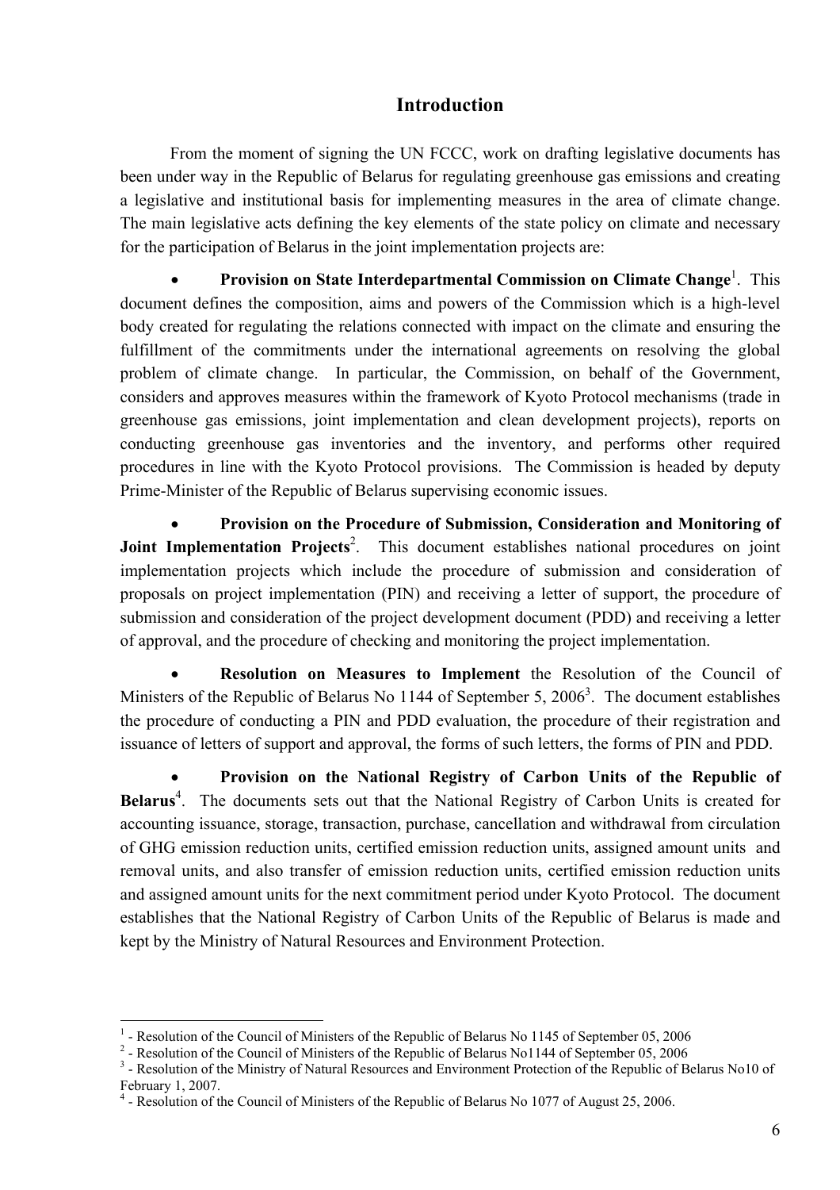## Introduction

From the moment of signing the UN FCCC, work on drafting legislative documents has been under way in the Republic of Belarus for regulating greenhouse gas emissions and creating a legislative and institutional basis for implementing measures in the area of climate change. The main legislative acts defining the key elements of the state policy on climate and necessary for the participation of Belarus in the joint implementation projects are:

- **Provision on State Interdepartmental Commission on Climate Change**[1]. This document defines the composition, aims and powers of the Commission which is a high-level body created for regulating the relations connected with impact on the climate and ensuring the fulfillment of the commitments under the international agreements on resolving the global problem of climate change. In particular, the Commission, on behalf of the Government, considers and approves measures within the framework of Kyoto Protocol mechanisms (trade in greenhouse gas emissions, joint implementation and clean development projects), reports on conducting greenhouse gas inventories and the inventory, and performs other required procedures in line with the Kyoto Protocol provisions. The Commission is headed by deputy Prime-Minister of the Republic of Belarus supervising economic issues.

- **Provision on the Procedure of Submission, Consideration and Monitoring of Joint Implementation Projects**[2]. This document establishes national procedures on joint implementation projects which include the procedure of submission and consideration of proposals on project implementation (PIN) and receiving a letter of support, the procedure of submission and consideration of the project development document (PDD) and receiving a letter of approval, and the procedure of checking and monitoring the project implementation.

- **Resolution on Measures to Implement** the Resolution of the Council of Ministers of the Republic of Belarus No 1144 of September 5, 2006[3]. The document establishes the procedure of conducting a PIN and PDD evaluation, the procedure of their registration and issuance of letters of support and approval, the forms of such letters, the forms of PIN and PDD.

- **Provision on the National Registry of Carbon Units of the Republic of Belarus**[4]. The documents sets out that the National Registry of Carbon Units is created for accounting issuance, storage, transaction, purchase, cancellation and withdrawal from circulation of GHG emission reduction units, certified emission reduction units, assigned amount units and removal units, and also transfer of emission reduction units, certified emission reduction units and assigned amount units for the next commitment period under Kyoto Protocol. The document establishes that the National Registry of Carbon Units of the Republic of Belarus is made and kept by the Ministry of Natural Resources and Environment Protection.

---

[1] - Resolution of the Council of Ministers of the Republic of Belarus No 1145 of September 05, 2006

[2] - Resolution of the Council of Ministers of the Republic of Belarus No1144 of September 05, 2006

[3] - Resolution of the Ministry of Natural Resources and Environment Protection of the Republic of Belarus No10 of February 1, 2007.

[4] - Resolution of the Council of Ministers of the Republic of Belarus No 1077 of August 25, 2006.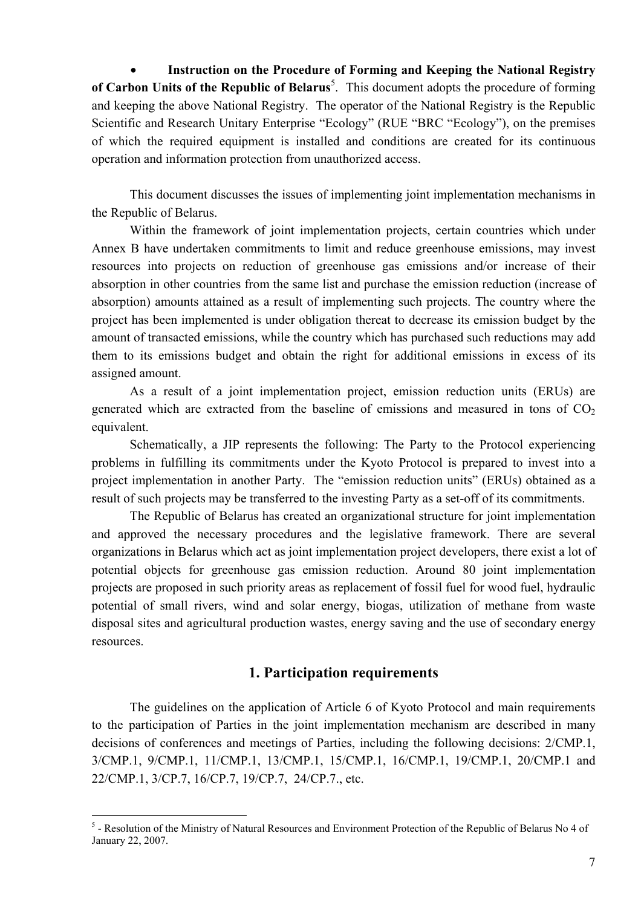- **Instruction on the Procedure of Forming and Keeping the National Registry of Carbon Units of the Republic of Belarus**[5]. This document adopts the procedure of forming and keeping the above National Registry. The operator of the National Registry is the Republic Scientific and Research Unitary Enterprise "Ecology" (RUE "BRC "Ecology"), on the premises of which the required equipment is installed and conditions are created for its continuous operation and information protection from unauthorized access.

This document discusses the issues of implementing joint implementation mechanisms in the Republic of Belarus.

Within the framework of joint implementation projects, certain countries which under Annex B have undertaken commitments to limit and reduce greenhouse emissions, may invest resources into projects on reduction of greenhouse gas emissions and/or increase of their absorption in other countries from the same list and purchase the emission reduction (increase of absorption) amounts attained as a result of implementing such projects. The country where the project has been implemented is under obligation thereat to decrease its emission budget by the amount of transacted emissions, while the country which has purchased such reductions may add them to its emissions budget and obtain the right for additional emissions in excess of its assigned amount.

As a result of a joint implementation project, emission reduction units (ERUs) are generated which are extracted from the baseline of emissions and measured in tons of $CO_2$ equivalent.

Schematically, a JIP represents the following: The Party to the Protocol experiencing problems in fulfilling its commitments under the Kyoto Protocol is prepared to invest into a project implementation in another Party. The "emission reduction units" (ERUs) obtained as a result of such projects may be transferred to the investing Party as a set-off of its commitments.

The Republic of Belarus has created an organizational structure for joint implementation and approved the necessary procedures and the legislative framework. There are several organizations in Belarus which act as joint implementation project developers, there exist a lot of potential objects for greenhouse gas emission reduction. Around 80 joint implementation projects are proposed in such priority areas as replacement of fossil fuel for wood fuel, hydraulic potential of small rivers, wind and solar energy, biogas, utilization of methane from waste disposal sites and agricultural production wastes, energy saving and the use of secondary energy resources.

## 1. Participation requirements

The guidelines on the application of Article 6 of Kyoto Protocol and main requirements to the participation of Parties in the joint implementation mechanism are described in many decisions of conferences and meetings of Parties, including the following decisions: 2/CMP.1, 3/CMP.1, 9/CMP.1, 11/CMP.1, 13/CMP.1, 15/CMP.1, 16/CMP.1, 19/CMP.1, 20/CMP.1 and 22/CMP.1, 3/CP.7, 16/CP.7, 19/CP.7, 24/CP.7., etc.

---

[5] - Resolution of the Ministry of Natural Resources and Environment Protection of the Republic of Belarus No 4 of January 22, 2007.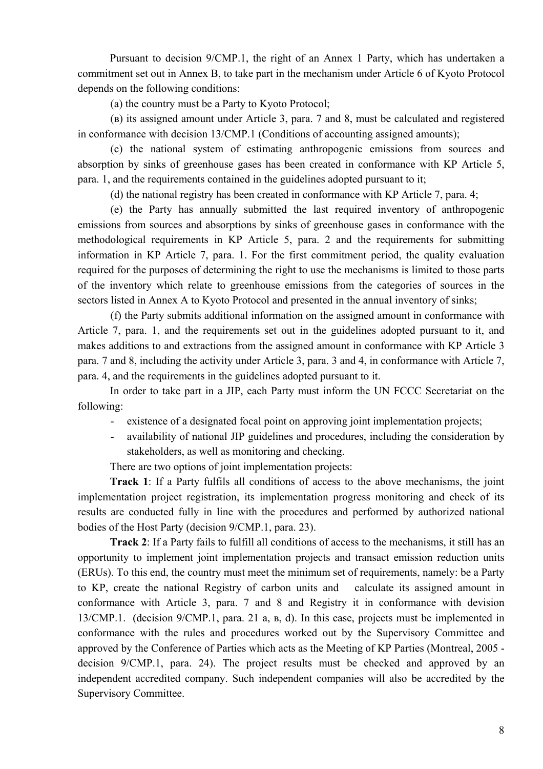Pursuant to decision 9/CMP.1, the right of an Annex 1 Party, which has undertaken a commitment set out in Annex B, to take part in the mechanism under Article 6 of Kyoto Protocol depends on the following conditions:

(a) the country must be a Party to Kyoto Protocol;

(в) its assigned amount under Article 3, para. 7 and 8, must be calculated and registered in conformance with decision 13/CMP.1 (Conditions of accounting assigned amounts);

(c) the national system of estimating anthropogenic emissions from sources and absorption by sinks of greenhouse gases has been created in conformance with KP Article 5, para. 1, and the requirements contained in the guidelines adopted pursuant to it;

(d) the national registry has been created in conformance with KP Article 7, para. 4;

(e) the Party has annually submitted the last required inventory of anthropogenic emissions from sources and absorptions by sinks of greenhouse gases in conformance with the methodological requirements in KP Article 5, para. 2 and the requirements for submitting information in KP Article 7, para. 1. For the first commitment period, the quality evaluation required for the purposes of determining the right to use the mechanisms is limited to those parts of the inventory which relate to greenhouse emissions from the categories of sources in the sectors listed in Annex A to Kyoto Protocol and presented in the annual inventory of sinks;

(f) the Party submits additional information on the assigned amount in conformance with Article 7, para. 1, and the requirements set out in the guidelines adopted pursuant to it, and makes additions to and extractions from the assigned amount in conformance with KP Article 3 para. 7 and 8, including the activity under Article 3, para. 3 and 4, in conformance with Article 7, para. 4, and the requirements in the guidelines adopted pursuant to it.

In order to take part in a JIP, each Party must inform the UN FCCC Secretariat on the following:

- existence of a designated focal point on approving joint implementation projects;
- availability of national JIP guidelines and procedures, including the consideration by stakeholders, as well as monitoring and checking.

There are two options of joint implementation projects:

**Track 1**: If a Party fulfils all conditions of access to the above mechanisms, the joint implementation project registration, its implementation progress monitoring and check of its results are conducted fully in line with the procedures and performed by authorized national bodies of the Host Party (decision 9/CMP.1, para. 23).

**Track 2**: If a Party fails to fulfill all conditions of access to the mechanisms, it still has an opportunity to implement joint implementation projects and transact emission reduction units (ERUs). To this end, the country must meet the minimum set of requirements, namely: be a Party to KP, create the national Registry of carbon units and calculate its assigned amount in conformance with Article 3, para. 7 and 8 and Registry it in conformance with devision 13/CMP.1. (decision 9/CMP.1, para. 21 a, в, d). In this case, projects must be implemented in conformance with the rules and procedures worked out by the Supervisory Committee and approved by the Conference of Parties which acts as the Meeting of KP Parties (Montreal, 2005 - decision 9/CMP.1, para. 24). The project results must be checked and approved by an independent accredited company. Such independent companies will also be accredited by the Supervisory Committee.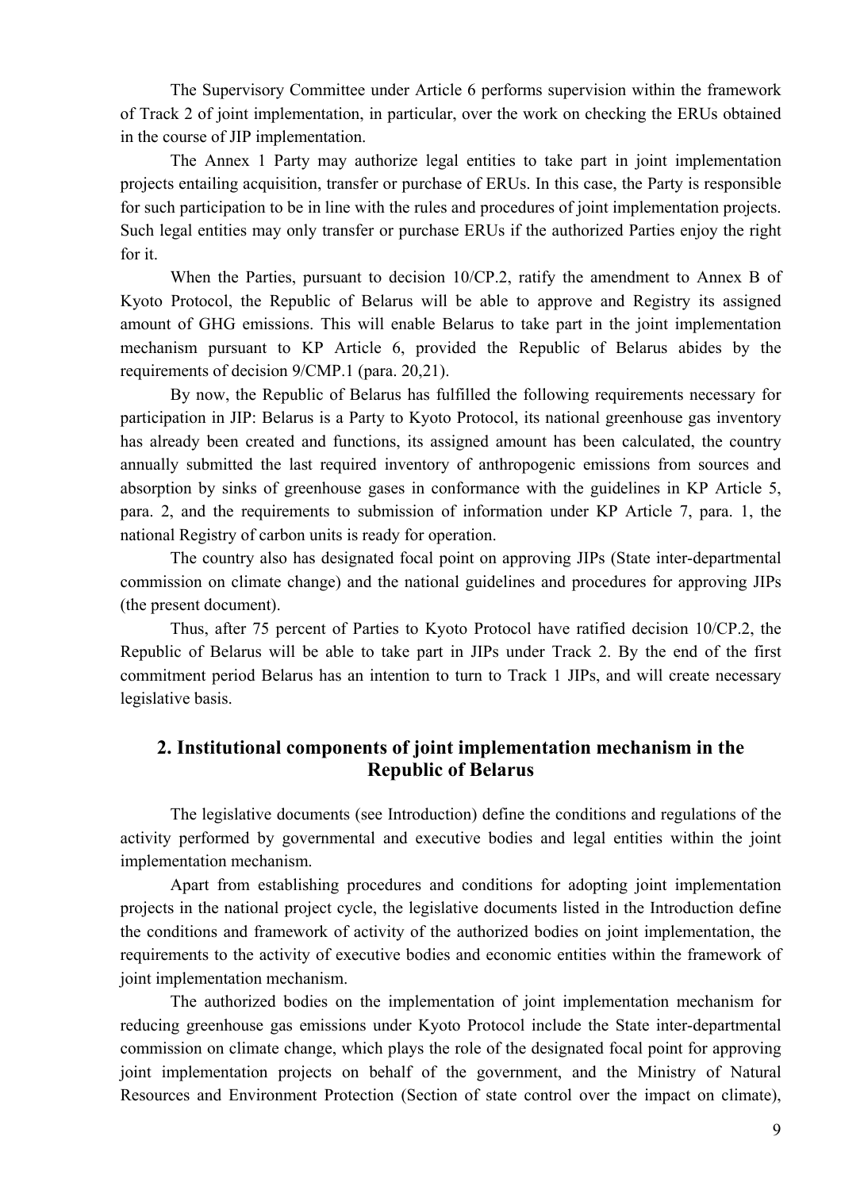The Supervisory Committee under Article 6 performs supervision within the framework of Track 2 of joint implementation, in particular, over the work on checking the ERUs obtained in the course of JIP implementation.

The Annex 1 Party may authorize legal entities to take part in joint implementation projects entailing acquisition, transfer or purchase of ERUs. In this case, the Party is responsible for such participation to be in line with the rules and procedures of joint implementation projects. Such legal entities may only transfer or purchase ERUs if the authorized Parties enjoy the right for it.

When the Parties, pursuant to decision 10/CP.2, ratify the amendment to Annex B of Kyoto Protocol, the Republic of Belarus will be able to approve and Registry its assigned amount of GHG emissions. This will enable Belarus to take part in the joint implementation mechanism pursuant to KP Article 6, provided the Republic of Belarus abides by the requirements of decision 9/CMP.1 (para. 20,21).

By now, the Republic of Belarus has fulfilled the following requirements necessary for participation in JIP: Belarus is a Party to Kyoto Protocol, its national greenhouse gas inventory has already been created and functions, its assigned amount has been calculated, the country annually submitted the last required inventory of anthropogenic emissions from sources and absorption by sinks of greenhouse gases in conformance with the guidelines in KP Article 5, para. 2, and the requirements to submission of information under KP Article 7, para. 1, the national Registry of carbon units is ready for operation.

The country also has designated focal point on approving JIPs (State inter-departmental commission on climate change) and the national guidelines and procedures for approving JIPs (the present document).

Thus, after 75 percent of Parties to Kyoto Protocol have ratified decision 10/CP.2, the Republic of Belarus will be able to take part in JIPs under Track 2. By the end of the first commitment period Belarus has an intention to turn to Track 1 JIPs, and will create necessary legislative basis.

## 2. Institutional components of joint implementation mechanism in the Republic of Belarus

The legislative documents (see Introduction) define the conditions and regulations of the activity performed by governmental and executive bodies and legal entities within the joint implementation mechanism.

Apart from establishing procedures and conditions for adopting joint implementation projects in the national project cycle, the legislative documents listed in the Introduction define the conditions and framework of activity of the authorized bodies on joint implementation, the requirements to the activity of executive bodies and economic entities within the framework of joint implementation mechanism.

The authorized bodies on the implementation of joint implementation mechanism for reducing greenhouse gas emissions under Kyoto Protocol include the State inter-departmental commission on climate change, which plays the role of the designated focal point for approving joint implementation projects on behalf of the government, and the Ministry of Natural Resources and Environment Protection (Section of state control over the impact on climate),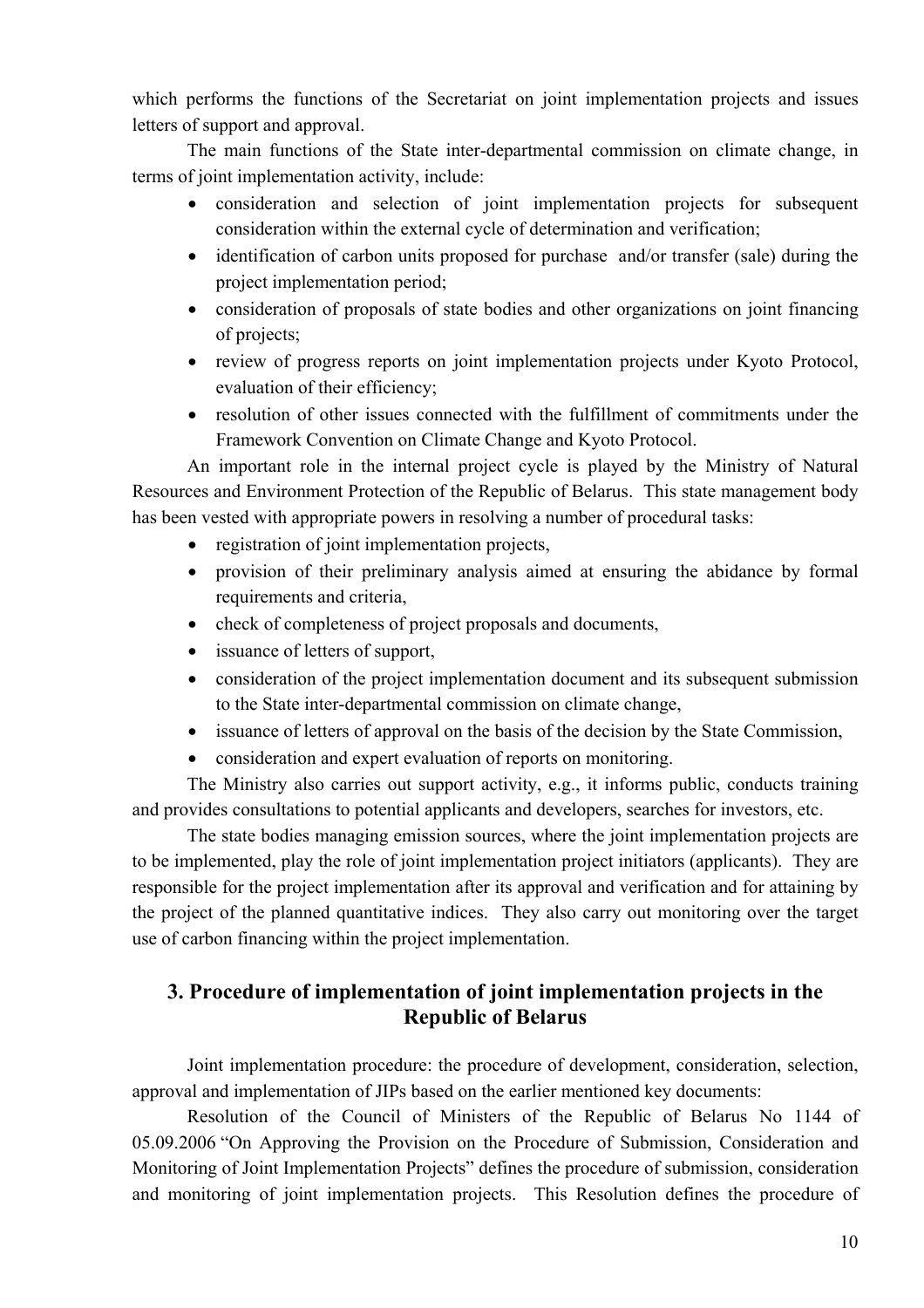which performs the functions of the Secretariat on joint implementation projects and issues letters of support and approval.

The main functions of the State inter-departmental commission on climate change, in terms of joint implementation activity, include:

- consideration and selection of joint implementation projects for subsequent consideration within the external cycle of determination and verification;
- identification of carbon units proposed for purchase and/or transfer (sale) during the project implementation period;
- consideration of proposals of state bodies and other organizations on joint financing of projects;
- review of progress reports on joint implementation projects under Kyoto Protocol, evaluation of their efficiency;
- resolution of other issues connected with the fulfillment of commitments under the Framework Convention on Climate Change and Kyoto Protocol.

An important role in the internal project cycle is played by the Ministry of Natural Resources and Environment Protection of the Republic of Belarus. This state management body has been vested with appropriate powers in resolving a number of procedural tasks:

- registration of joint implementation projects,
- provision of their preliminary analysis aimed at ensuring the abidance by formal requirements and criteria,
- check of completeness of project proposals and documents,
- issuance of letters of support,
- consideration of the project implementation document and its subsequent submission to the State inter-departmental commission on climate change,
- issuance of letters of approval on the basis of the decision by the State Commission,
- consideration and expert evaluation of reports on monitoring.

The Ministry also carries out support activity, e.g., it informs public, conducts training and provides consultations to potential applicants and developers, searches for investors, etc.

The state bodies managing emission sources, where the joint implementation projects are to be implemented, play the role of joint implementation project initiators (applicants). They are responsible for the project implementation after its approval and verification and for attaining by the project of the planned quantitative indices. They also carry out monitoring over the target use of carbon financing within the project implementation.

## 3. Procedure of implementation of joint implementation projects in the Republic of Belarus

Joint implementation procedure: the procedure of development, consideration, selection, approval and implementation of JIPs based on the earlier mentioned key documents:

Resolution of the Council of Ministers of the Republic of Belarus No 1144 of 05.09.2006 "On Approving the Provision on the Procedure of Submission, Consideration and Monitoring of Joint Implementation Projects" defines the procedure of submission, consideration and monitoring of joint implementation projects. This Resolution defines the procedure of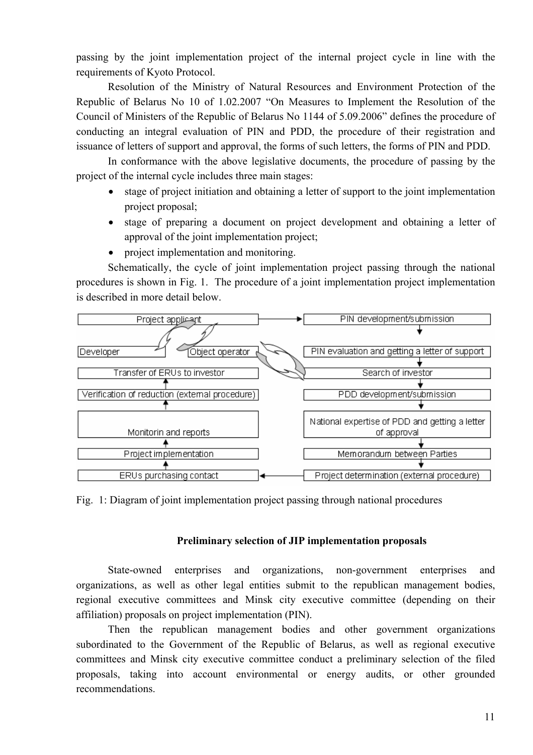passing by the joint implementation project of the internal project cycle in line with the requirements of Kyoto Protocol.

Resolution of the Ministry of Natural Resources and Environment Protection of the Republic of Belarus No 10 of 1.02.2007 "On Measures to Implement the Resolution of the Council of Ministers of the Republic of Belarus No 1144 of 5.09.2006" defines the procedure of conducting an integral evaluation of PIN and PDD, the procedure of their registration and issuance of letters of support and approval, the forms of such letters, the forms of PIN and PDD.

In conformance with the above legislative documents, the procedure of passing by the project of the internal cycle includes three main stages:

- stage of project initiation and obtaining a letter of support to the joint implementation project proposal;
- stage of preparing a document on project development and obtaining a letter of approval of the joint implementation project;
- project implementation and monitoring.

Schematically, the cycle of joint implementation project passing through the national procedures is shown in Fig. 1. The procedure of a joint implementation project implementation is described in more detail below.

| | |
|---|---|
| Project applicant | PIN development/submission |
| Developer / Object operator | PIN evaluation and getting a letter of support |
| Transfer of ERUs to investor | Search of investor |
| Verification of reduction (external procedure) | PDD development/submission |
| Monitorin and reports | National expertise of PDD and getting a letter of approval |
| Project implementation | Memorandum between Parties |
| ERUs purchasing contact | Project determination (external procedure) |

Fig. 1: Diagram of joint implementation project passing through national procedures

### Preliminary selection of JIP implementation proposals

State-owned enterprises and organizations, non-government enterprises and organizations, as well as other legal entities submit to the republican management bodies, regional executive committees and Minsk city executive committee (depending on their affiliation) proposals on project implementation (PIN).

Then the republican management bodies and other government organizations subordinated to the Government of the Republic of Belarus, as well as regional executive committees and Minsk city executive committee conduct a preliminary selection of the filed proposals, taking into account environmental or energy audits, or other grounded recommendations.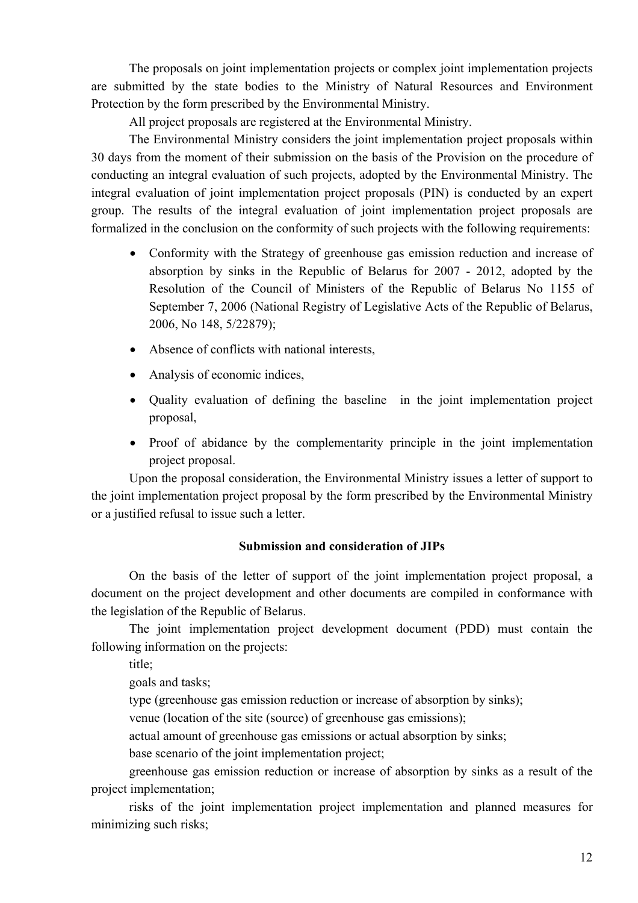The proposals on joint implementation projects or complex joint implementation projects are submitted by the state bodies to the Ministry of Natural Resources and Environment Protection by the form prescribed by the Environmental Ministry.

All project proposals are registered at the Environmental Ministry.

The Environmental Ministry considers the joint implementation project proposals within 30 days from the moment of their submission on the basis of the Provision on the procedure of conducting an integral evaluation of such projects, adopted by the Environmental Ministry. The integral evaluation of joint implementation project proposals (PIN) is conducted by an expert group. The results of the integral evaluation of joint implementation project proposals are formalized in the conclusion on the conformity of such projects with the following requirements:

- Conformity with the Strategy of greenhouse gas emission reduction and increase of absorption by sinks in the Republic of Belarus for 2007 - 2012, adopted by the Resolution of the Council of Ministers of the Republic of Belarus No 1155 of September 7, 2006 (National Registry of Legislative Acts of the Republic of Belarus, 2006, No 148, 5/22879);
- Absence of conflicts with national interests,
- Analysis of economic indices,
- Quality evaluation of defining the baseline in the joint implementation project proposal,
- Proof of abidance by the complementarity principle in the joint implementation project proposal.

Upon the proposal consideration, the Environmental Ministry issues a letter of support to the joint implementation project proposal by the form prescribed by the Environmental Ministry or a justified refusal to issue such a letter.

**Submission and consideration of JIPs**

On the basis of the letter of support of the joint implementation project proposal, a document on the project development and other documents are compiled in conformance with the legislation of the Republic of Belarus.

The joint implementation project development document (PDD) must contain the following information on the projects:

title;

goals and tasks;

type (greenhouse gas emission reduction or increase of absorption by sinks);

venue (location of the site (source) of greenhouse gas emissions);

actual amount of greenhouse gas emissions or actual absorption by sinks;

base scenario of the joint implementation project;

greenhouse gas emission reduction or increase of absorption by sinks as a result of the project implementation;

risks of the joint implementation project implementation and planned measures for minimizing such risks;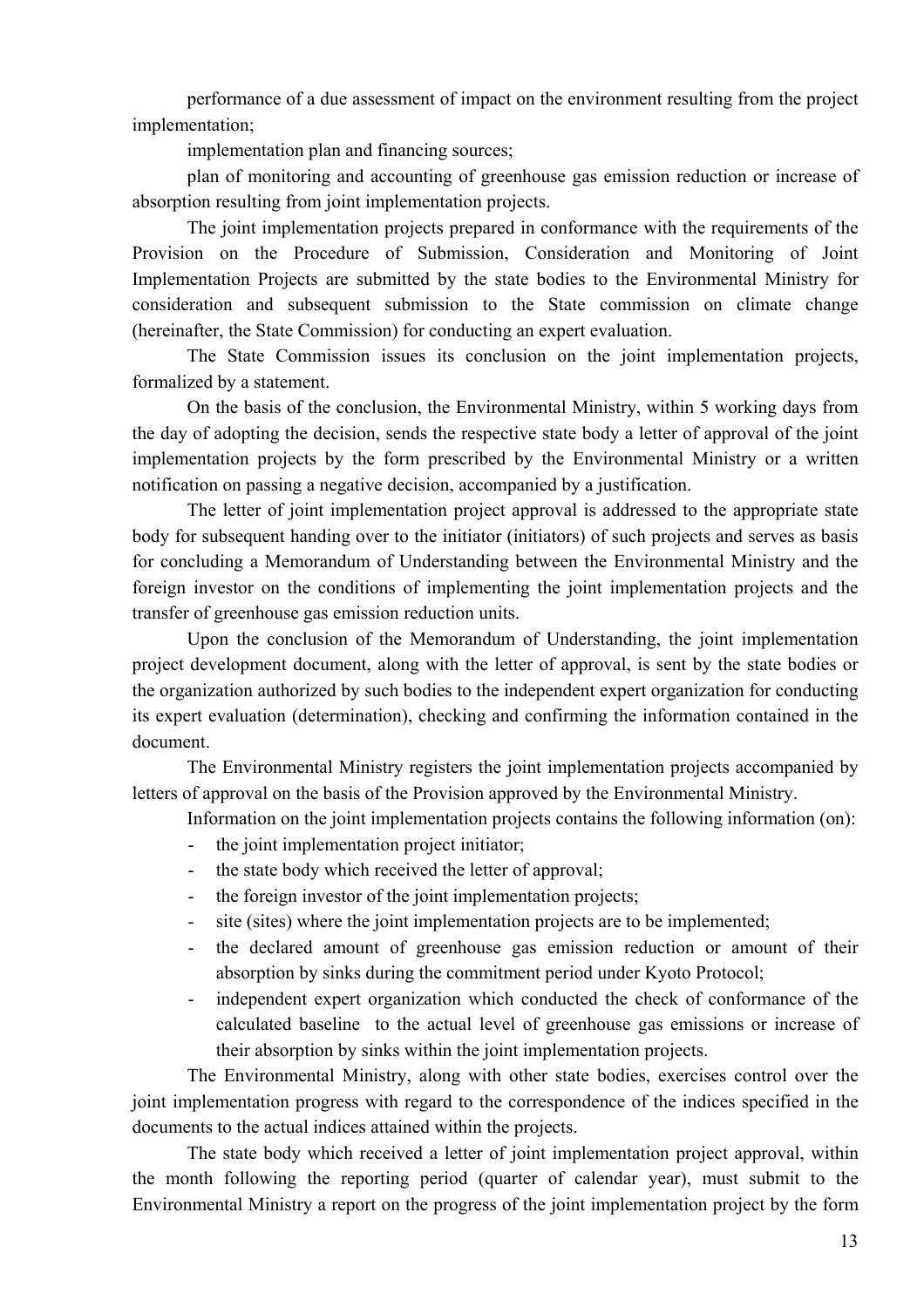performance of a due assessment of impact on the environment resulting from the project implementation;

implementation plan and financing sources;

plan of monitoring and accounting of greenhouse gas emission reduction or increase of absorption resulting from joint implementation projects.

The joint implementation projects prepared in conformance with the requirements of the Provision on the Procedure of Submission, Consideration and Monitoring of Joint Implementation Projects are submitted by the state bodies to the Environmental Ministry for consideration and subsequent submission to the State commission on climate change (hereinafter, the State Commission) for conducting an expert evaluation.

The State Commission issues its conclusion on the joint implementation projects, formalized by a statement.

On the basis of the conclusion, the Environmental Ministry, within 5 working days from the day of adopting the decision, sends the respective state body a letter of approval of the joint implementation projects by the form prescribed by the Environmental Ministry or a written notification on passing a negative decision, accompanied by a justification.

The letter of joint implementation project approval is addressed to the appropriate state body for subsequent handing over to the initiator (initiators) of such projects and serves as basis for concluding a Memorandum of Understanding between the Environmental Ministry and the foreign investor on the conditions of implementing the joint implementation projects and the transfer of greenhouse gas emission reduction units.

Upon the conclusion of the Memorandum of Understanding, the joint implementation project development document, along with the letter of approval, is sent by the state bodies or the organization authorized by such bodies to the independent expert organization for conducting its expert evaluation (determination), checking and confirming the information contained in the document.

The Environmental Ministry registers the joint implementation projects accompanied by letters of approval on the basis of the Provision approved by the Environmental Ministry.

Information on the joint implementation projects contains the following information (on):

- the joint implementation project initiator;
- the state body which received the letter of approval;
- the foreign investor of the joint implementation projects;
- site (sites) where the joint implementation projects are to be implemented;
- the declared amount of greenhouse gas emission reduction or amount of their absorption by sinks during the commitment period under Kyoto Protocol;
- independent expert organization which conducted the check of conformance of the calculated baseline to the actual level of greenhouse gas emissions or increase of their absorption by sinks within the joint implementation projects.

The Environmental Ministry, along with other state bodies, exercises control over the joint implementation progress with regard to the correspondence of the indices specified in the documents to the actual indices attained within the projects.

The state body which received a letter of joint implementation project approval, within the month following the reporting period (quarter of calendar year), must submit to the Environmental Ministry a report on the progress of the joint implementation project by the form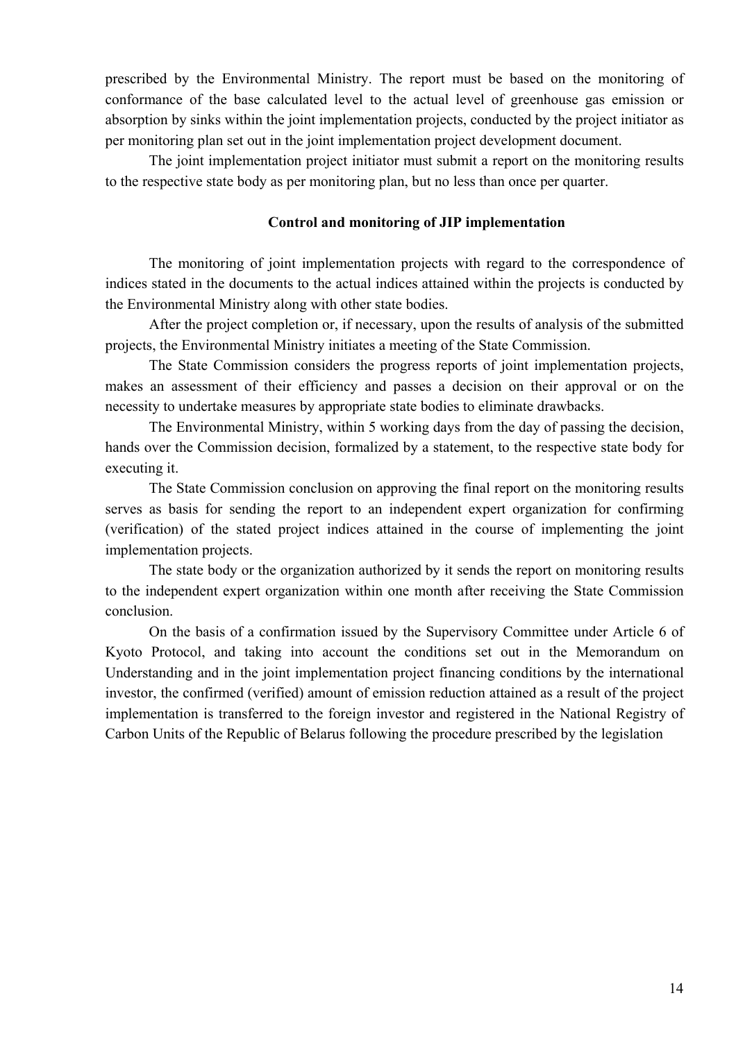prescribed by the Environmental Ministry. The report must be based on the monitoring of conformance of the base calculated level to the actual level of greenhouse gas emission or absorption by sinks within the joint implementation projects, conducted by the project initiator as per monitoring plan set out in the joint implementation project development document.

The joint implementation project initiator must submit a report on the monitoring results to the respective state body as per monitoring plan, but no less than once per quarter.

### Control and monitoring of JIP implementation

The monitoring of joint implementation projects with regard to the correspondence of indices stated in the documents to the actual indices attained within the projects is conducted by the Environmental Ministry along with other state bodies.

After the project completion or, if necessary, upon the results of analysis of the submitted projects, the Environmental Ministry initiates a meeting of the State Commission.

The State Commission considers the progress reports of joint implementation projects, makes an assessment of their efficiency and passes a decision on their approval or on the necessity to undertake measures by appropriate state bodies to eliminate drawbacks.

The Environmental Ministry, within 5 working days from the day of passing the decision, hands over the Commission decision, formalized by a statement, to the respective state body for executing it.

The State Commission conclusion on approving the final report on the monitoring results serves as basis for sending the report to an independent expert organization for confirming (verification) of the stated project indices attained in the course of implementing the joint implementation projects.

The state body or the organization authorized by it sends the report on monitoring results to the independent expert organization within one month after receiving the State Commission conclusion.

On the basis of a confirmation issued by the Supervisory Committee under Article 6 of Kyoto Protocol, and taking into account the conditions set out in the Memorandum on Understanding and in the joint implementation project financing conditions by the international investor, the confirmed (verified) amount of emission reduction attained as a result of the project implementation is transferred to the foreign investor and registered in the National Registry of Carbon Units of the Republic of Belarus following the procedure prescribed by the legislation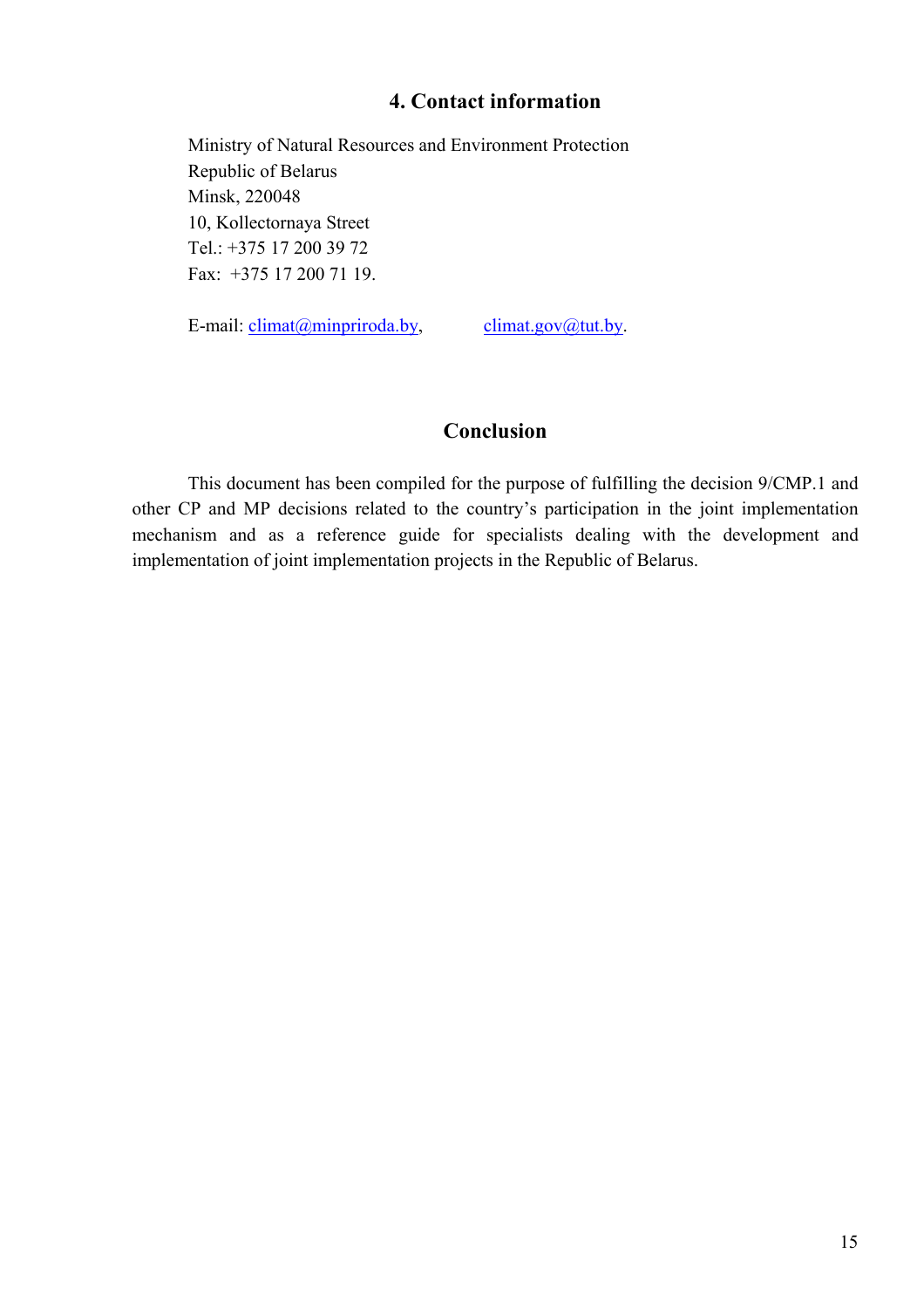## 4. Contact information

Ministry of Natural Resources and Environment Protection
Republic of Belarus
Minsk, 220048
10, Kollectornaya Street
Tel.: +375 17 200 39 72
Fax: +375 17 200 71 19.

E-mail: climat@minpriroda.by, climat.gov@tut.by.

## Conclusion

This document has been compiled for the purpose of fulfilling the decision 9/CMP.1 and other CP and MP decisions related to the country's participation in the joint implementation mechanism and as a reference guide for specialists dealing with the development and implementation of joint implementation projects in the Republic of Belarus.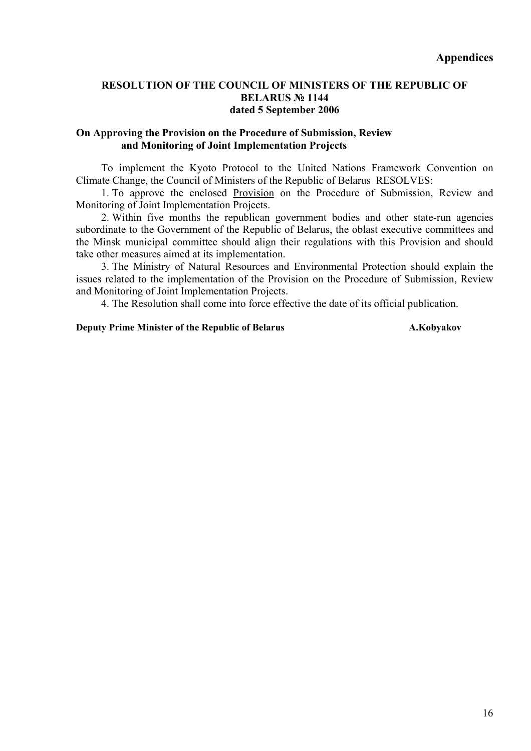# Appendices

## RESOLUTION OF THE COUNCIL OF MINISTERS OF THE REPUBLIC OF BELARUS № 1144
## dated 5 September 2006

### On Approving the Provision on the Procedure of Submission, Review and Monitoring of Joint Implementation Projects

To implement the Kyoto Protocol to the United Nations Framework Convention on Climate Change, the Council of Ministers of the Republic of Belarus RESOLVES:

1. To approve the enclosed Provision on the Procedure of Submission, Review and Monitoring of Joint Implementation Projects.

2. Within five months the republican government bodies and other state-run agencies subordinate to the Government of the Republic of Belarus, the oblast executive committees and the Minsk municipal committee should align their regulations with this Provision and should take other measures aimed at its implementation.

3. The Ministry of Natural Resources and Environmental Protection should explain the issues related to the implementation of the Provision on the Procedure of Submission, Review and Monitoring of Joint Implementation Projects.

4. The Resolution shall come into force effective the date of its official publication.

**Deputy Prime Minister of the Republic of Belarus** **A.Kobyakov**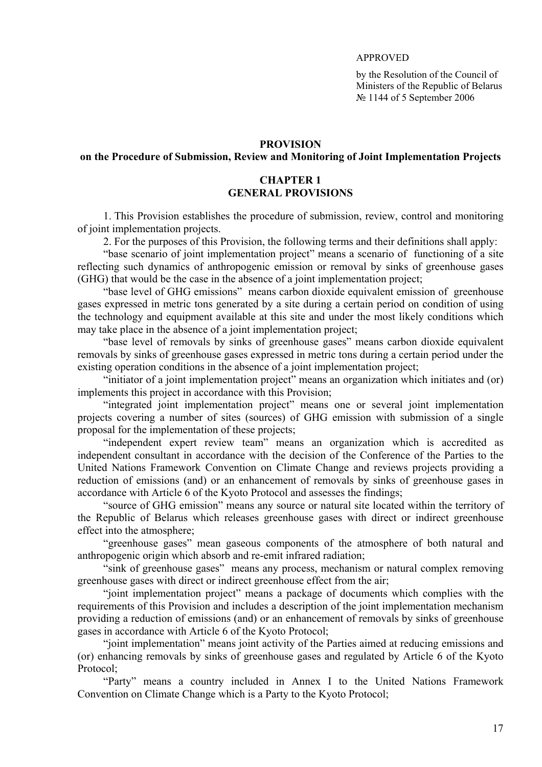APPROVED

by the Resolution of the Council of Ministers of the Republic of Belarus № 1144 of 5 September 2006

# PROVISION
## on the Procedure of Submission, Review and Monitoring of Joint Implementation Projects

## CHAPTER 1
## GENERAL PROVISIONS

1. This Provision establishes the procedure of submission, review, control and monitoring of joint implementation projects.

2. For the purposes of this Provision, the following terms and their definitions shall apply:

"base scenario of joint implementation project" means a scenario of functioning of a site reflecting such dynamics of anthropogenic emission or removal by sinks of greenhouse gases (GHG) that would be the case in the absence of a joint implementation project;

"base level of GHG emissions" means carbon dioxide equivalent emission of greenhouse gases expressed in metric tons generated by a site during a certain period on condition of using the technology and equipment available at this site and under the most likely conditions which may take place in the absence of a joint implementation project;

"base level of removals by sinks of greenhouse gases" means carbon dioxide equivalent removals by sinks of greenhouse gases expressed in metric tons during a certain period under the existing operation conditions in the absence of a joint implementation project;

"initiator of a joint implementation project" means an organization which initiates and (or) implements this project in accordance with this Provision;

"integrated joint implementation project" means one or several joint implementation projects covering a number of sites (sources) of GHG emission with submission of a single proposal for the implementation of these projects;

"independent expert review team" means an organization which is accredited as independent consultant in accordance with the decision of the Conference of the Parties to the United Nations Framework Convention on Climate Change and reviews projects providing a reduction of emissions (and) or an enhancement of removals by sinks of greenhouse gases in accordance with Article 6 of the Kyoto Protocol and assesses the findings;

"source of GHG emission" means any source or natural site located within the territory of the Republic of Belarus which releases greenhouse gases with direct or indirect greenhouse effect into the atmosphere;

"greenhouse gases" mean gaseous components of the atmosphere of both natural and anthropogenic origin which absorb and re-emit infrared radiation;

"sink of greenhouse gases" means any process, mechanism or natural complex removing greenhouse gases with direct or indirect greenhouse effect from the air;

"joint implementation project" means a package of documents which complies with the requirements of this Provision and includes a description of the joint implementation mechanism providing a reduction of emissions (and) or an enhancement of removals by sinks of greenhouse gases in accordance with Article 6 of the Kyoto Protocol;

"joint implementation" means joint activity of the Parties aimed at reducing emissions and (or) enhancing removals by sinks of greenhouse gases and regulated by Article 6 of the Kyoto Protocol;

"Party" means a country included in Annex I to the United Nations Framework Convention on Climate Change which is a Party to the Kyoto Protocol;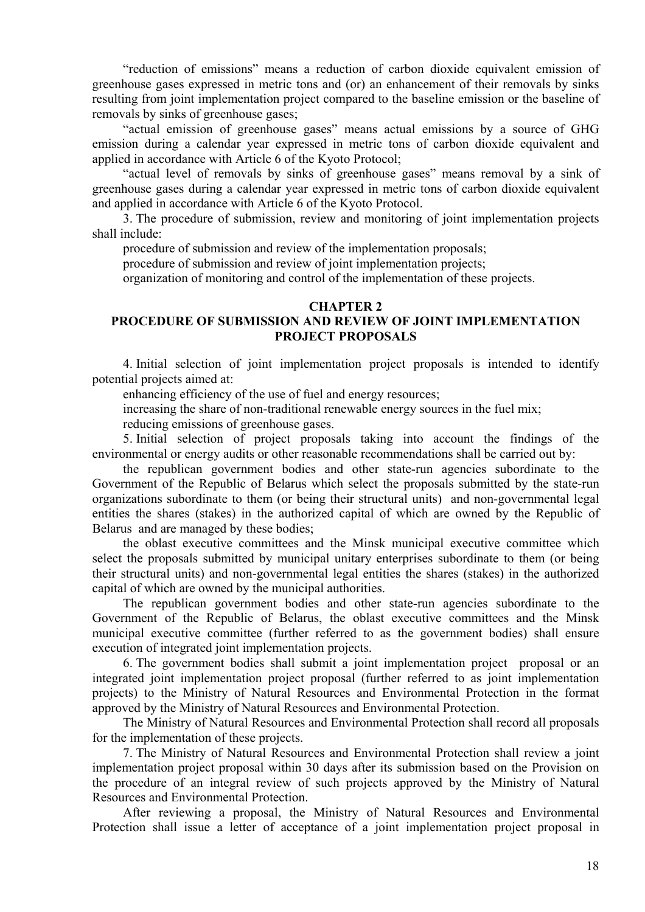"reduction of emissions" means a reduction of carbon dioxide equivalent emission of greenhouse gases expressed in metric tons and (or) an enhancement of their removals by sinks resulting from joint implementation project compared to the baseline emission or the baseline of removals by sinks of greenhouse gases;

"actual emission of greenhouse gases" means actual emissions by a source of GHG emission during a calendar year expressed in metric tons of carbon dioxide equivalent and applied in accordance with Article 6 of the Kyoto Protocol;

"actual level of removals by sinks of greenhouse gases" means removal by a sink of greenhouse gases during a calendar year expressed in metric tons of carbon dioxide equivalent and applied in accordance with Article 6 of the Kyoto Protocol.

3. The procedure of submission, review and monitoring of joint implementation projects shall include:

procedure of submission and review of the implementation proposals;

procedure of submission and review of joint implementation projects;

organization of monitoring and control of the implementation of these projects.

## CHAPTER 2
## PROCEDURE OF SUBMISSION AND REVIEW OF JOINT IMPLEMENTATION PROJECT PROPOSALS

4. Initial selection of joint implementation project proposals is intended to identify potential projects aimed at:

enhancing efficiency of the use of fuel and energy resources;

increasing the share of non-traditional renewable energy sources in the fuel mix;

reducing emissions of greenhouse gases.

5. Initial selection of project proposals taking into account the findings of the environmental or energy audits or other reasonable recommendations shall be carried out by:

the republican government bodies and other state-run agencies subordinate to the Government of the Republic of Belarus which select the proposals submitted by the state-run organizations subordinate to them (or being their structural units) and non-governmental legal entities the shares (stakes) in the authorized capital of which are owned by the Republic of Belarus and are managed by these bodies;

the oblast executive committees and the Minsk municipal executive committee which select the proposals submitted by municipal unitary enterprises subordinate to them (or being their structural units) and non-governmental legal entities the shares (stakes) in the authorized capital of which are owned by the municipal authorities.

The republican government bodies and other state-run agencies subordinate to the Government of the Republic of Belarus, the oblast executive committees and the Minsk municipal executive committee (further referred to as the government bodies) shall ensure execution of integrated joint implementation projects.

6. The government bodies shall submit a joint implementation project proposal or an integrated joint implementation project proposal (further referred to as joint implementation projects) to the Ministry of Natural Resources and Environmental Protection in the format approved by the Ministry of Natural Resources and Environmental Protection.

The Ministry of Natural Resources and Environmental Protection shall record all proposals for the implementation of these projects.

7. The Ministry of Natural Resources and Environmental Protection shall review a joint implementation project proposal within 30 days after its submission based on the Provision on the procedure of an integral review of such projects approved by the Ministry of Natural Resources and Environmental Protection.

After reviewing a proposal, the Ministry of Natural Resources and Environmental Protection shall issue a letter of acceptance of a joint implementation project proposal in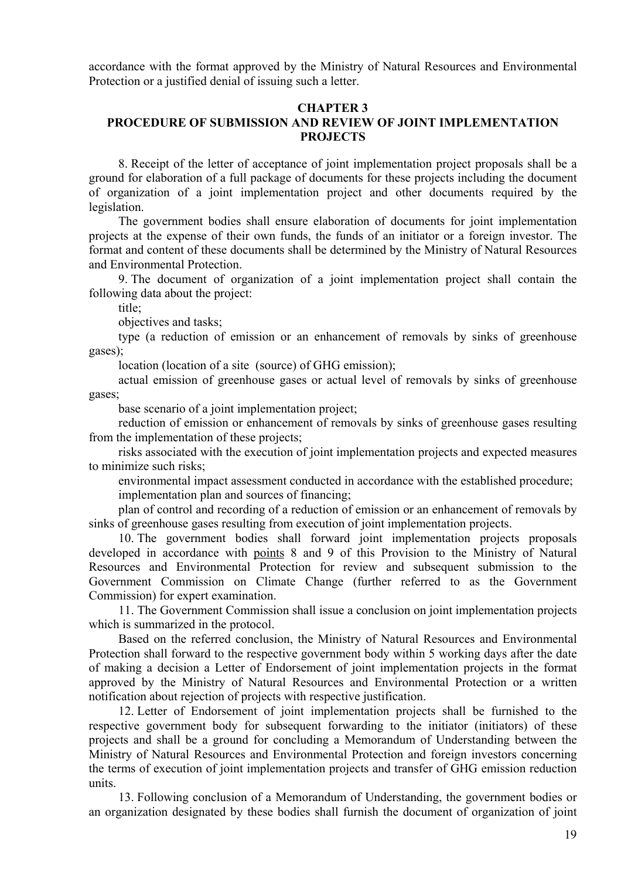accordance with the format approved by the Ministry of Natural Resources and Environmental Protection or a justified denial of issuing such a letter.

## CHAPTER 3
## PROCEDURE OF SUBMISSION AND REVIEW OF JOINT IMPLEMENTATION PROJECTS

8. Receipt of the letter of acceptance of joint implementation project proposals shall be a ground for elaboration of a full package of documents for these projects including the document of organization of a joint implementation project and other documents required by the legislation.

The government bodies shall ensure elaboration of documents for joint implementation projects at the expense of their own funds, the funds of an initiator or a foreign investor. The format and content of these documents shall be determined by the Ministry of Natural Resources and Environmental Protection.

9. The document of organization of a joint implementation project shall contain the following data about the project:

title;

objectives and tasks;

type (a reduction of emission or an enhancement of removals by sinks of greenhouse gases);

location (location of a site (source) of GHG emission);

actual emission of greenhouse gases or actual level of removals by sinks of greenhouse gases;

base scenario of a joint implementation project;

reduction of emission or enhancement of removals by sinks of greenhouse gases resulting from the implementation of these projects;

risks associated with the execution of joint implementation projects and expected measures to minimize such risks;

environmental impact assessment conducted in accordance with the established procedure;

implementation plan and sources of financing;

plan of control and recording of a reduction of emission or an enhancement of removals by sinks of greenhouse gases resulting from execution of joint implementation projects.

10. The government bodies shall forward joint implementation projects proposals developed in accordance with points 8 and 9 of this Provision to the Ministry of Natural Resources and Environmental Protection for review and subsequent submission to the Government Commission on Climate Change (further referred to as the Government Commission) for expert examination.

11. The Government Commission shall issue a conclusion on joint implementation projects which is summarized in the protocol.

Based on the referred conclusion, the Ministry of Natural Resources and Environmental Protection shall forward to the respective government body within 5 working days after the date of making a decision a Letter of Endorsement of joint implementation projects in the format approved by the Ministry of Natural Resources and Environmental Protection or a written notification about rejection of projects with respective justification.

12. Letter of Endorsement of joint implementation projects shall be furnished to the respective government body for subsequent forwarding to the initiator (initiators) of these projects and shall be a ground for concluding a Memorandum of Understanding between the Ministry of Natural Resources and Environmental Protection and foreign investors concerning the terms of execution of joint implementation projects and transfer of GHG emission reduction units.

13. Following conclusion of a Memorandum of Understanding, the government bodies or an organization designated by these bodies shall furnish the document of organization of joint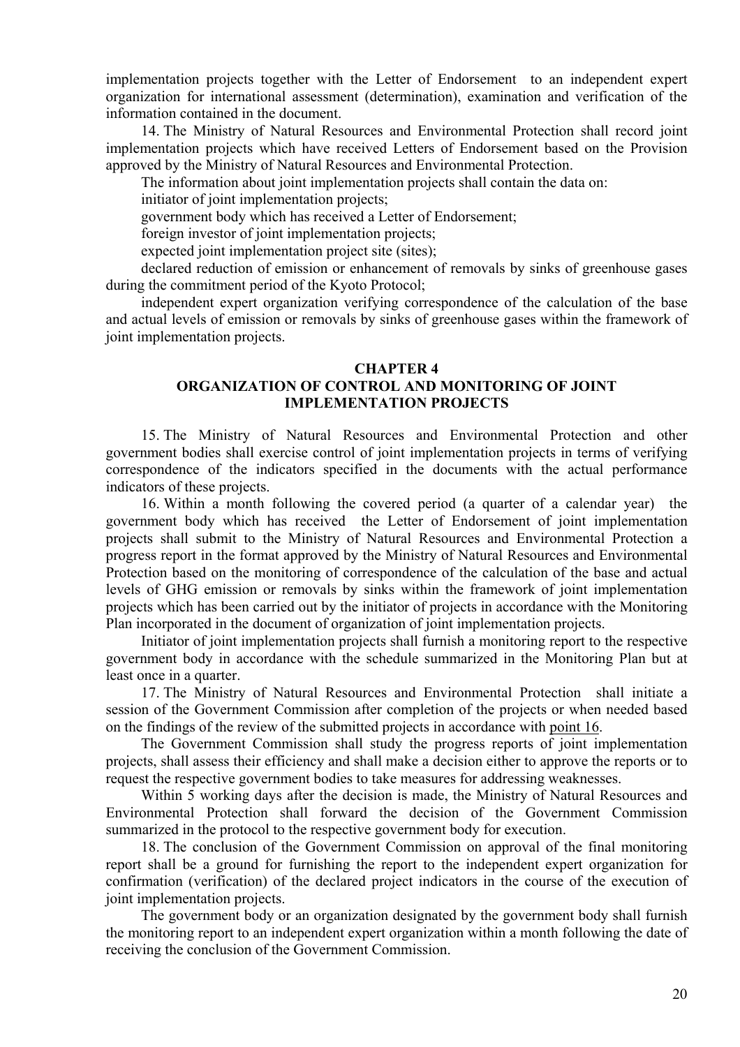implementation projects together with the Letter of Endorsement to an independent expert organization for international assessment (determination), examination and verification of the information contained in the document.

14. The Ministry of Natural Resources and Environmental Protection shall record joint implementation projects which have received Letters of Endorsement based on the Provision approved by the Ministry of Natural Resources and Environmental Protection.

The information about joint implementation projects shall contain the data on:

initiator of joint implementation projects;

government body which has received a Letter of Endorsement;

foreign investor of joint implementation projects;

expected joint implementation project site (sites);

declared reduction of emission or enhancement of removals by sinks of greenhouse gases during the commitment period of the Kyoto Protocol;

independent expert organization verifying correspondence of the calculation of the base and actual levels of emission or removals by sinks of greenhouse gases within the framework of joint implementation projects.

## CHAPTER 4
## ORGANIZATION OF CONTROL AND MONITORING OF JOINT IMPLEMENTATION PROJECTS

15. The Ministry of Natural Resources and Environmental Protection and other government bodies shall exercise control of joint implementation projects in terms of verifying correspondence of the indicators specified in the documents with the actual performance indicators of these projects.

16. Within a month following the covered period (a quarter of a calendar year) the government body which has received the Letter of Endorsement of joint implementation projects shall submit to the Ministry of Natural Resources and Environmental Protection a progress report in the format approved by the Ministry of Natural Resources and Environmental Protection based on the monitoring of correspondence of the calculation of the base and actual levels of GHG emission or removals by sinks within the framework of joint implementation projects which has been carried out by the initiator of projects in accordance with the Monitoring Plan incorporated in the document of organization of joint implementation projects.

Initiator of joint implementation projects shall furnish a monitoring report to the respective government body in accordance with the schedule summarized in the Monitoring Plan but at least once in a quarter.

17. The Ministry of Natural Resources and Environmental Protection shall initiate a session of the Government Commission after completion of the projects or when needed based on the findings of the review of the submitted projects in accordance with point 16.

The Government Commission shall study the progress reports of joint implementation projects, shall assess their efficiency and shall make a decision either to approve the reports or to request the respective government bodies to take measures for addressing weaknesses.

Within 5 working days after the decision is made, the Ministry of Natural Resources and Environmental Protection shall forward the decision of the Government Commission summarized in the protocol to the respective government body for execution.

18. The conclusion of the Government Commission on approval of the final monitoring report shall be a ground for furnishing the report to the independent expert organization for confirmation (verification) of the declared project indicators in the course of the execution of joint implementation projects.

The government body or an organization designated by the government body shall furnish the monitoring report to an independent expert organization within a month following the date of receiving the conclusion of the Government Commission.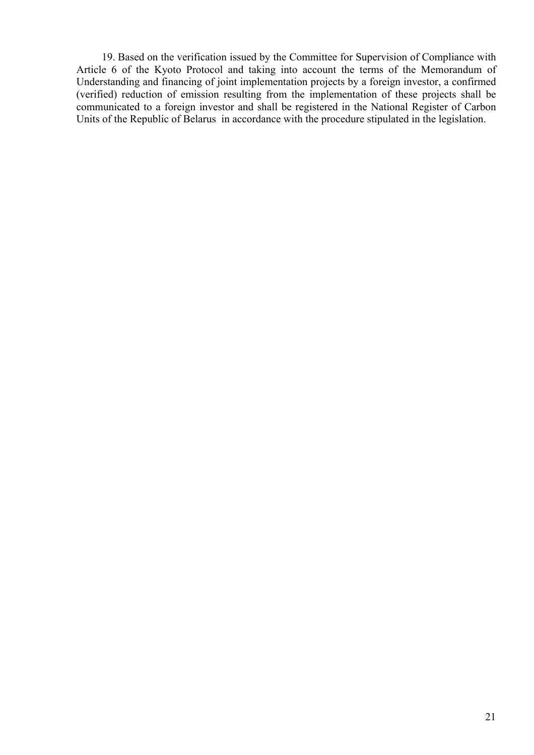19. Based on the verification issued by the Committee for Supervision of Compliance with Article 6 of the Kyoto Protocol and taking into account the terms of the Memorandum of Understanding and financing of joint implementation projects by a foreign investor, a confirmed (verified) reduction of emission resulting from the implementation of these projects shall be communicated to a foreign investor and shall be registered in the National Register of Carbon Units of the Republic of Belarus in accordance with the procedure stipulated in the legislation.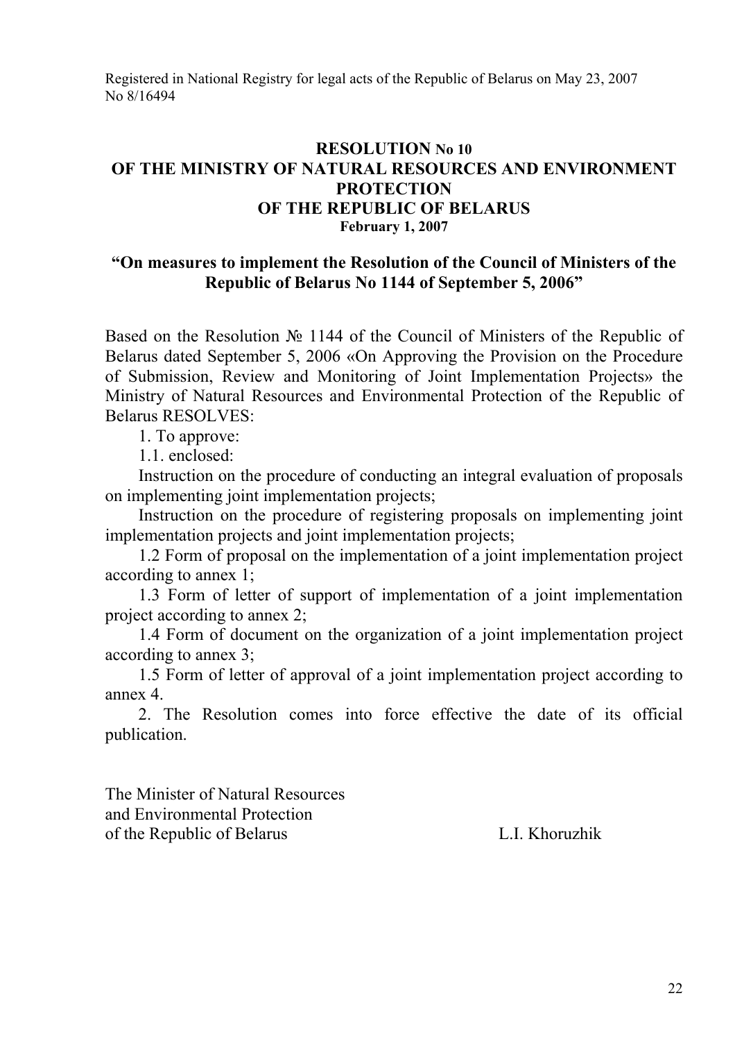Registered in National Registry for legal acts of the Republic of Belarus on May 23, 2007
No 8/16494

# RESOLUTION No 10
# OF THE MINISTRY OF NATURAL RESOURCES AND ENVIRONMENT PROTECTION OF THE REPUBLIC OF BELARUS

**February 1, 2007**

## "On measures to implement the Resolution of the Council of Ministers of the Republic of Belarus No 1144 of September 5, 2006"

Based on the Resolution № 1144 of the Council of Ministers of the Republic of Belarus dated September 5, 2006 «On Approving the Provision on the Procedure of Submission, Review and Monitoring of Joint Implementation Projects» the Ministry of Natural Resources and Environmental Protection of the Republic of Belarus RESOLVES:

1. To approve:

1.1. enclosed:

Instruction on the procedure of conducting an integral evaluation of proposals on implementing joint implementation projects;

Instruction on the procedure of registering proposals on implementing joint implementation projects and joint implementation projects;

1.2 Form of proposal on the implementation of a joint implementation project according to annex 1;

1.3 Form of letter of support of implementation of a joint implementation project according to annex 2;

1.4 Form of document on the organization of a joint implementation project according to annex 3;

1.5 Form of letter of approval of a joint implementation project according to annex 4.

2. The Resolution comes into force effective the date of its official publication.

The Minister of Natural Resources
and Environmental Protection
of the Republic of Belarus L.I. Khoruzhik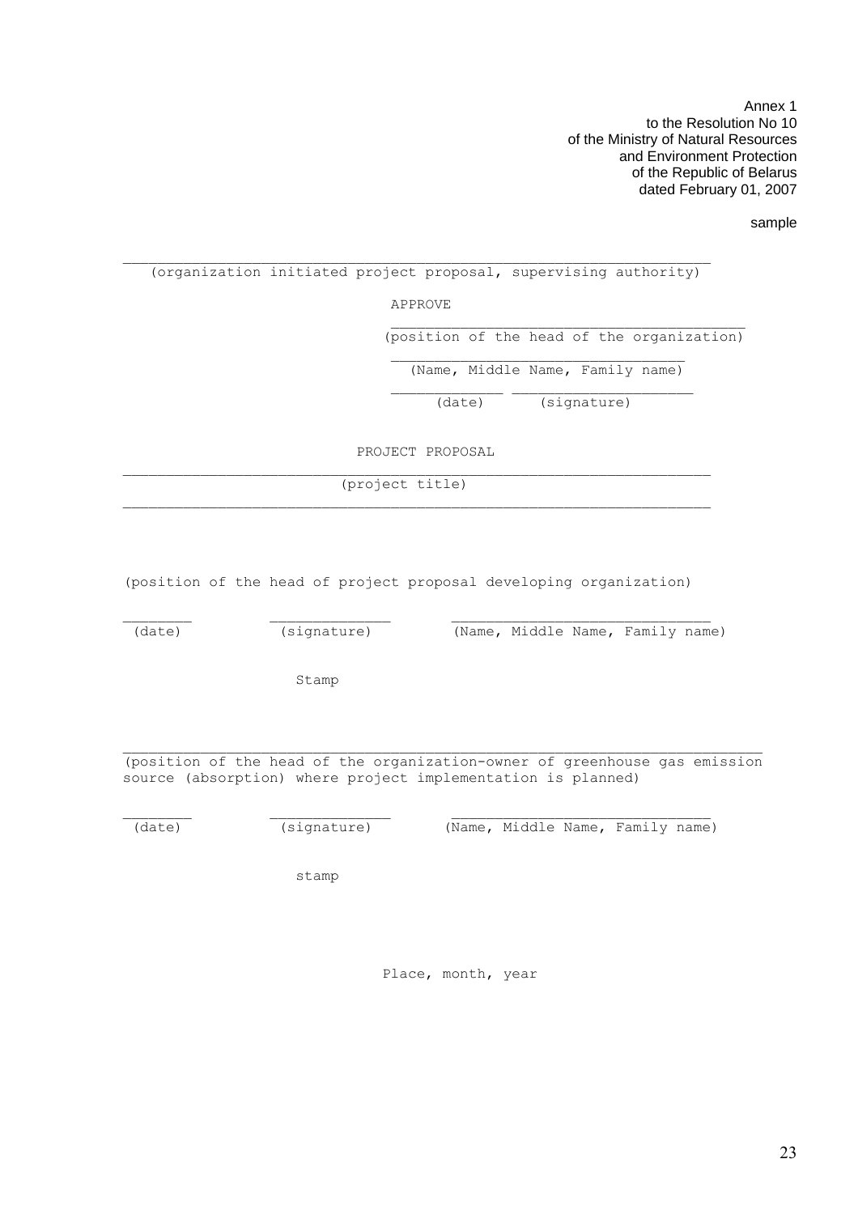Annex 1
to the Resolution No 10
of the Ministry of Natural Resources
and Environment Protection
of the Republic of Belarus
dated February 01, 2007

sample

_______________________________________________________________
(organization initiated project proposal, supervising authority)

APPROVE

______________________________________
(position of the head of the organization)

________________________________
(Name, Middle Name, Family name)

____________ ___________________
(date) (signature)

PROJECT PROPOSAL

_______________________________________________________________
(project title)

_______________________________________________________________

(position of the head of project proposal developing organization)

________ _____________ ____________________________
(date) (signature) (Name, Middle Name, Family name)

Stamp

_____________________________________________________________________
(position of the head of the organization-owner of greenhouse gas emission source (absorption) where project implementation is planned)

________ _____________ ____________________________
(date) (signature) (Name, Middle Name, Family name)

stamp

Place, month, year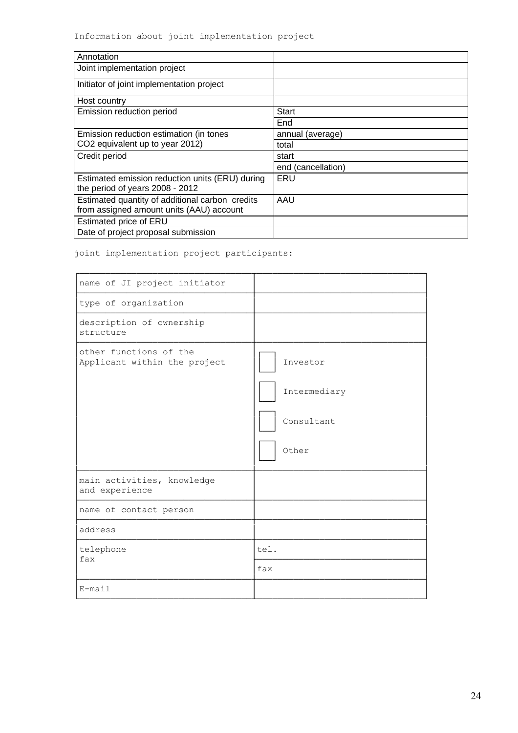Information about joint implementation project

| Annotation | |
|---|---|
| Joint implementation project | |
| Initiator of joint implementation project | |
| Host country | |
| Emission reduction period | Start |
| | End |
| Emission reduction estimation (in tones $CO_2$ equivalent up to year 2012) | annual (average) |
| | total |
| Credit period | start |
| | end (cancellation) |
| Estimated emission reduction units (ERU) during the period of years 2008 - 2012 | ERU |
| Estimated quantity of additional carbon credits from assigned amount units (AAU) account | AAU |
| Estimated price of ERU | |
| Date of project proposal submission | |

joint implementation project participants:

| name of JI project initiator | |
|---|---|
| type of organization | |
| description of ownership structure | |
| other functions of the Applicant within the project | ☐ Investor<br>☐ Intermediary<br>☐ Consultant<br>☐ Other |
| main activities, knowledge and experience | |
| name of contact person | |
| address | |
| telephone<br>fax | tel. |
| | fax |
| E-mail | |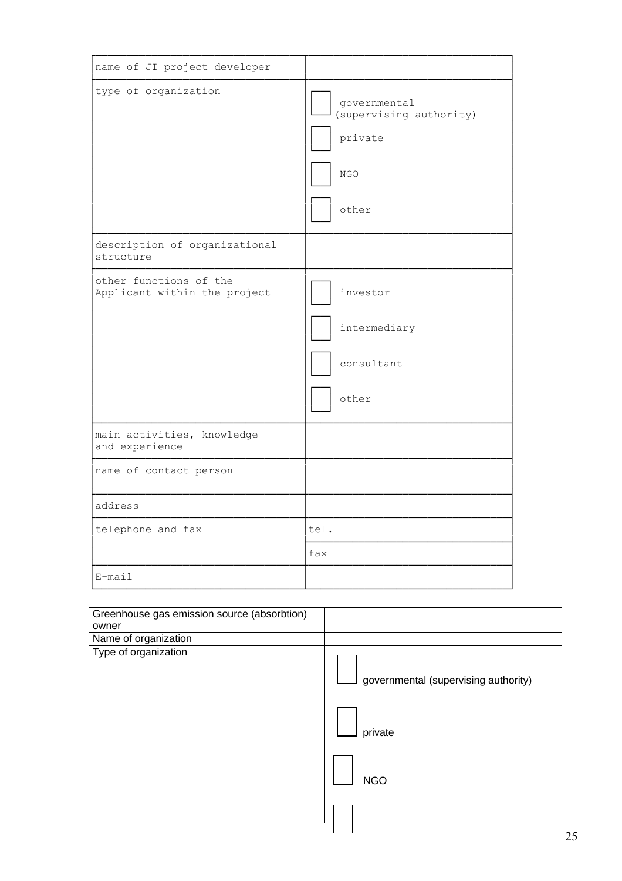| name of JI project developer | |
|---|---|
| type of organization | ☐ governmental (supervising authority)<br>☐ private<br>☐ NGO<br>☐ other |
| description of organizational structure | |
| other functions of the Applicant within the project | ☐ investor<br>☐ intermediary<br>☐ consultant<br>☐ other |
| main activities, knowledge and experience | |
| name of contact person | |
| address | |
| telephone and fax | tel. |
| | fax |
| E-mail | |

| Greenhouse gas emission source (absorbtion) owner | |
|---|---|
| Name of organization | |
| Type of organization | ☐ governmental (supervising authority)<br>☐ private<br>☐ NGO<br>☐ |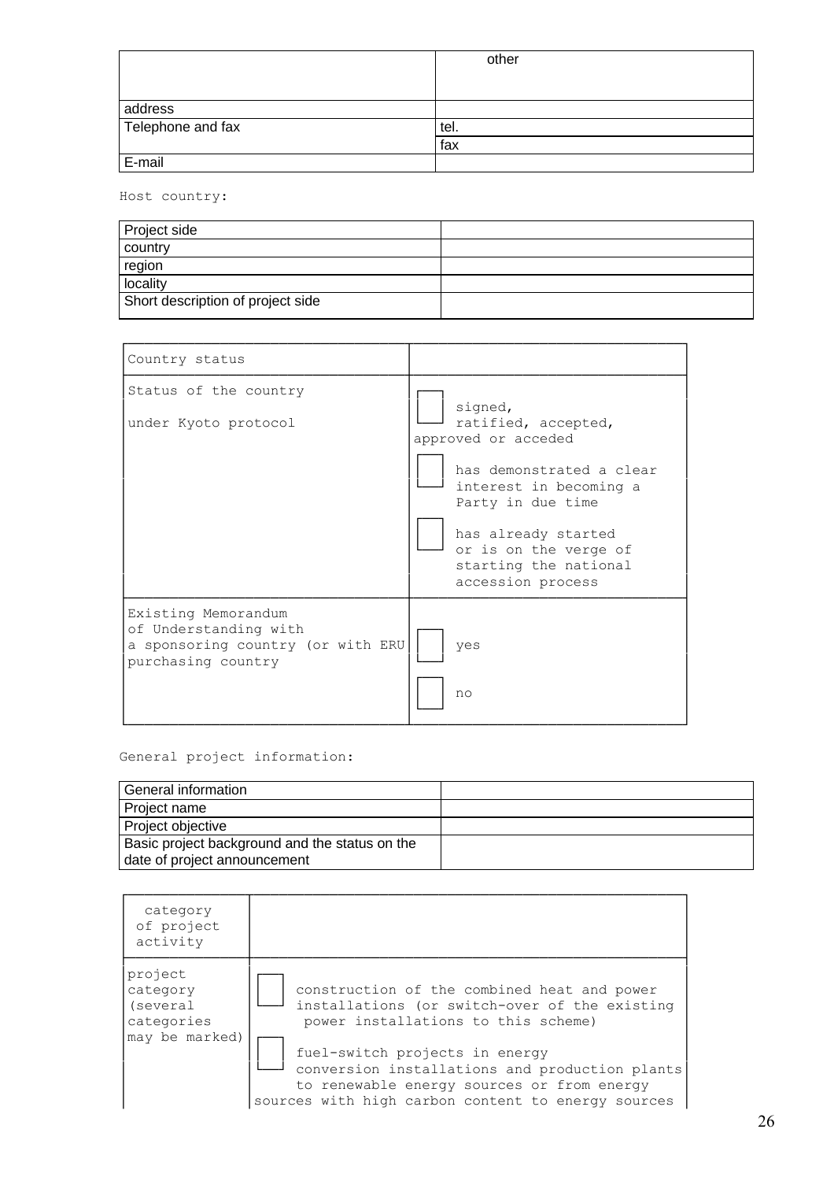| | other |
|---|---|
| address | |
| Telephone and fax | tel. |
| | fax |
| E-mail | |

Host country:

| Project side | |
|---|---|
| country | |
| region | |
| locality | |
| Short description of project side | |

| Country status | |
|---|---|
| Status of the country under Kyoto protocol | ☐ signed, ratified, accepted, approved or acceded<br>☐ has demonstrated a clear interest in becoming a Party in due time<br>☐ has already started or is on the verge of starting the national accession process |
| Existing Memorandum of Understanding with a sponsoring country (or with ERU purchasing country | ☐ yes<br>☐ no |

General project information:

| General information | |
|---|---|
| Project name | |
| Project objective | |
| Basic project background and the status on the date of project announcement | |

| category of project activity | |
|---|---|
| project category (several categories may be marked) | ☐ construction of the combined heat and power installations (or switch-over of the existing power installations to this scheme)<br>☐ fuel-switch projects in energy conversion installations and production plants to renewable energy sources or from energy sources with high carbon content to energy sources |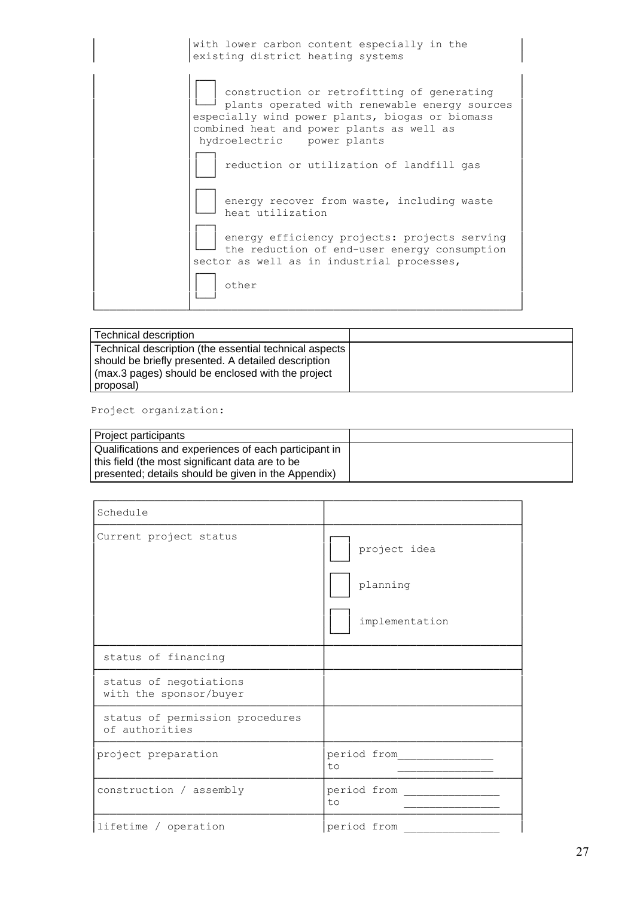| | with lower carbon content especially in the existing district heating systems |
|---|---|
| | ☐ construction or retrofitting of generating plants operated with renewable energy sources especially wind power plants, biogas or biomass combined heat and power plants as well as hydroelectric power plants<br>☐ reduction or utilization of landfill gas<br>☐ energy recover from waste, including waste heat utilization<br>☐ energy efficiency projects: projects serving the reduction of end-user energy consumption sector as well as in industrial processes,<br>☐ other |

| Technical description | |
|---|---|
| Technical description (the essential technical aspects should be briefly presented. A detailed description (max.3 pages) should be enclosed with the project proposal) | |

Project organization:

| Project participants | |
|---|---|
| Qualifications and experiences of each participant in this field (the most significant data are to be presented; details should be given in the Appendix) | |

| Schedule | |
|---|---|
| Current project status | ☐ project idea<br>☐ planning<br>☐ implementation |
| status of financing | |
| status of negotiations with the sponsor/buyer | |
| status of permission procedures of authorities | |
| project preparation | period from_______________<br>to _______________ |
| construction / assembly | period from _______________<br>to _______________ |
| lifetime / operation | period from _______________ |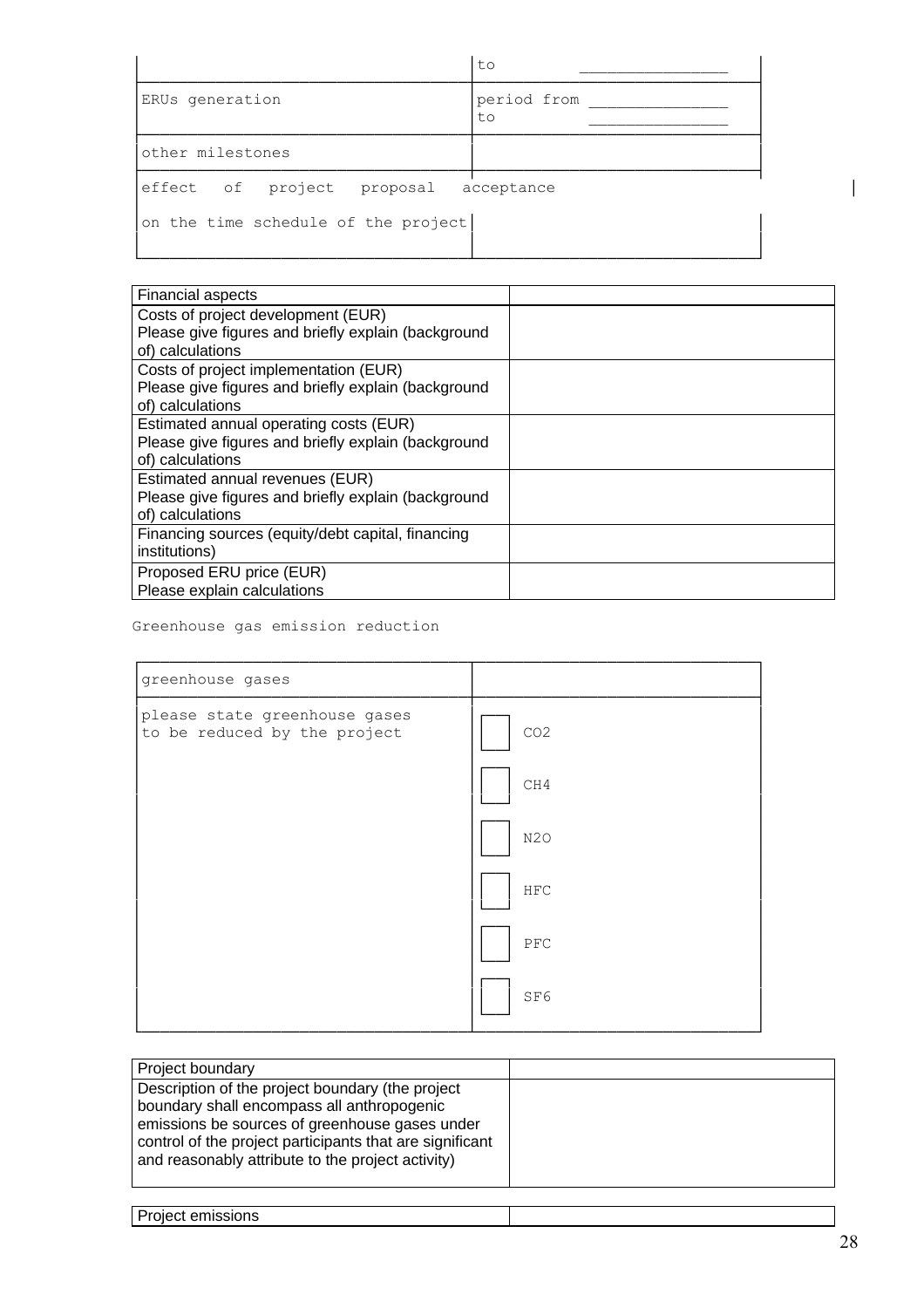| | to |
|---|---|
| ERUs generation | period from<br>to |
| other milestones | |
| effect of project proposal acceptance on the time schedule of the project | |

| Financial aspects | |
|---|---|
| Costs of project development (EUR)<br>Please give figures and briefly explain (background of) calculations | |
| Costs of project implementation (EUR)<br>Please give figures and briefly explain (background of) calculations | |
| Estimated annual operating costs (EUR)<br>Please give figures and briefly explain (background of) calculations | |
| Estimated annual revenues (EUR)<br>Please give figures and briefly explain (background of) calculations | |
| Financing sources (equity/debt capital, financing institutions) | |
| Proposed ERU price (EUR)<br>Please explain calculations | |

Greenhouse gas emission reduction

| greenhouse gases | |
|---|---|
| please state greenhouse gases to be reduced by the project | ☐ $CO_2$ |
| | ☐ $CH_4$ |
| | ☐ $N_2O$ |
| | ☐ HFC |
| | ☐ PFC |
| | ☐ $SF_6$ |

| Project boundary | |
|---|---|
| Description of the project boundary (the project boundary shall encompass all anthropogenic emissions be sources of greenhouse gases under control of the project participants that are significant and reasonably attribute to the project activity) | |

| Project emissions | |
|---|---|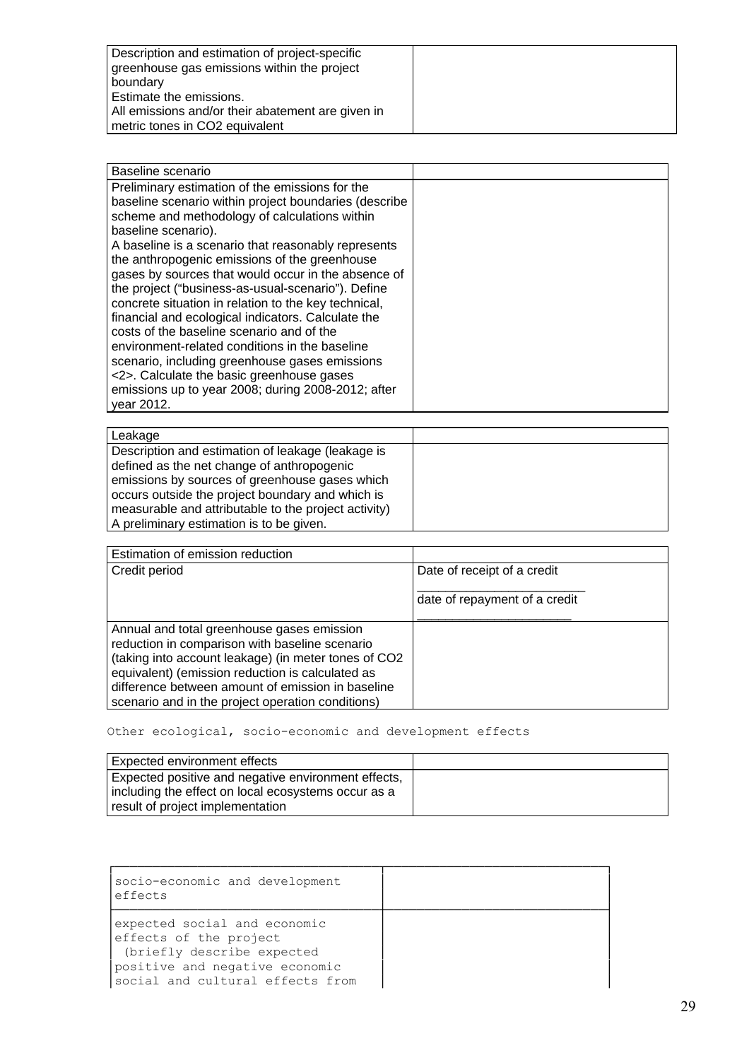| Description and estimation of project-specific greenhouse gas emissions within the project boundary<br>Estimate the emissions.<br>All emissions and/or their abatement are given in metric tones in CO2 equivalent | |
|---|---|

| Baseline scenario | |
|---|---|
| Preliminary estimation of the emissions for the baseline scenario within project boundaries (describe scheme and methodology of calculations within baseline scenario).<br>A baseline is a scenario that reasonably represents the anthropogenic emissions of the greenhouse gases by sources that would occur in the absence of the project ("business-as-usual-scenario"). Define concrete situation in relation to the key technical, financial and ecological indicators. Calculate the costs of the baseline scenario and of the environment-related conditions in the baseline scenario, including greenhouse gases emissions <2>. Calculate the basic greenhouse gases emissions up to year 2008; during 2008-2012; after year 2012. | |

| Leakage | |
|---|---|
| Description and estimation of leakage (leakage is defined as the net change of anthropogenic emissions by sources of greenhouse gases which occurs outside the project boundary and which is measurable and attributable to the project activity)<br>A preliminary estimation is to be given. | |

| Estimation of emission reduction | |
|---|---|
| Credit period | Date of receipt of a credit ________________________<br>date of repayment of a credit ______________________ |
| Annual and total greenhouse gases emission reduction in comparison with baseline scenario (taking into account leakage) (in meter tones of CO2 equivalent) (emission reduction is calculated as difference between amount of emission in baseline scenario and in the project operation conditions) | |

Other ecological, socio-economic and development effects

| Expected environment effects | |
|---|---|
| Expected positive and negative environment effects, including the effect on local ecosystems occur as a result of project implementation | |

| socio-economic and development effects | |
|---|---|
| expected social and economic effects of the project (briefly describe expected positive and negative economic social and cultural effects from | |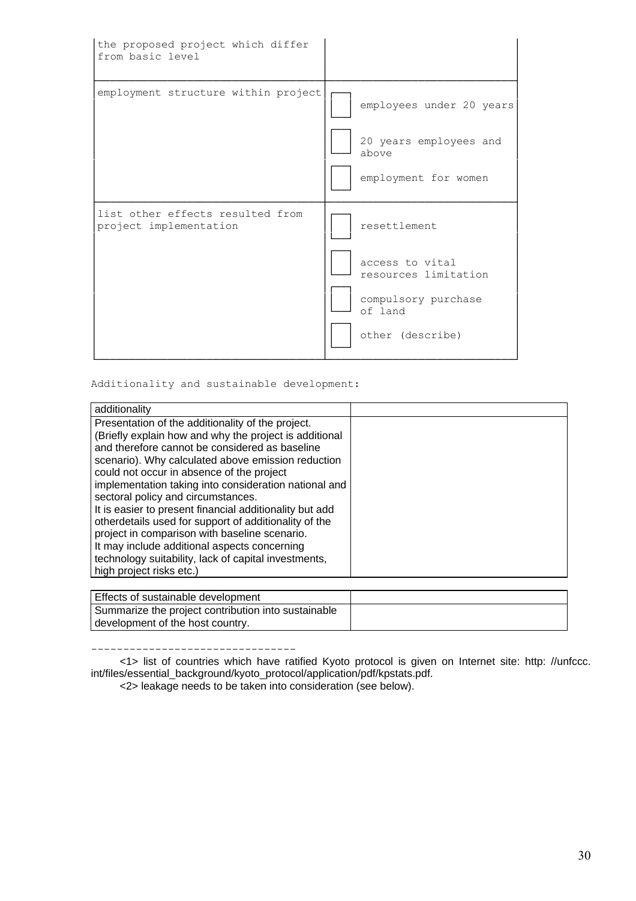| the proposed project which differ from basic level | |
|---|---|
| employment structure within project | ☐ employees under 20 years<br>☐ 20 years employees and above<br>☐ employment for women |
| list other effects resulted from project implementation | ☐ resettlement<br>☐ access to vital resources limitation<br>☐ compulsory purchase of land<br>☐ other (describe) |

Additionality and sustainable development:

| additionality | |
|---|---|
| Presentation of the additionality of the project. (Briefly explain how and why the project is additional and therefore cannot be considered as baseline scenario). Why calculated above emission reduction could not occur in absence of the project implementation taking into consideration national and sectoral policy and circumstances.<br>It is easier to present financial additionality but add otherdetails used for support of additionality of the project in comparison with baseline scenario.<br>It may include additional aspects concerning technology suitability, lack of capital investments, high project risks etc.) | |

| Effects of sustainable development | |
|---|---|
| Summarize the project contribution into sustainable development of the host country. | |

--------------------------------

<1> list of countries which have ratified Kyoto protocol is given on Internet site: http: //unfccc. int/files/essential_background/kyoto_protocol/application/pdf/kpstats.pdf.

<2> leakage needs to be taken into consideration (see below).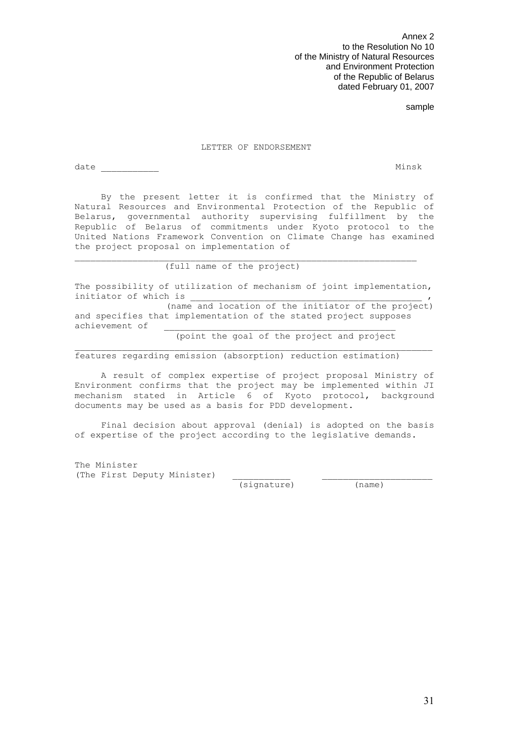Annex 2
to the Resolution No 10
of the Ministry of Natural Resources
and Environment Protection
of the Republic of Belarus
dated February 01, 2007

sample

LETTER OF ENDORSEMENT

date ___________ Minsk

By the present letter it is confirmed that the Ministry of Natural Resources and Environmental Protection of the Republic of Belarus, governmental authority supervising fulfillment by the Republic of Belarus of commitments under Kyoto protocol to the United Nations Framework Convention on Climate Change has examined the project proposal on implementation of

_________________________________________________________________
(full name of the project)

The possibility of utilization of mechanism of joint implementation, initiator of which is ____________________________________________ ,
(name and location of the initiator of the project)
and specifies that implementation of the stated project supposes achievement of ____________________________________________
(point the goal of the project and project
_________________________________________________________________
features regarding emission (absorption) reduction estimation)

A result of complex expertise of project proposal Ministry of Environment confirms that the project may be implemented within JI mechanism stated in Article 6 of Kyoto protocol, background documents may be used as a basis for PDD development.

Final decision about approval (denial) is adopted on the basis of expertise of the project according to the legislative demands.

The Minister
(The First Deputy Minister) ___________ ____________________
(signature) (name)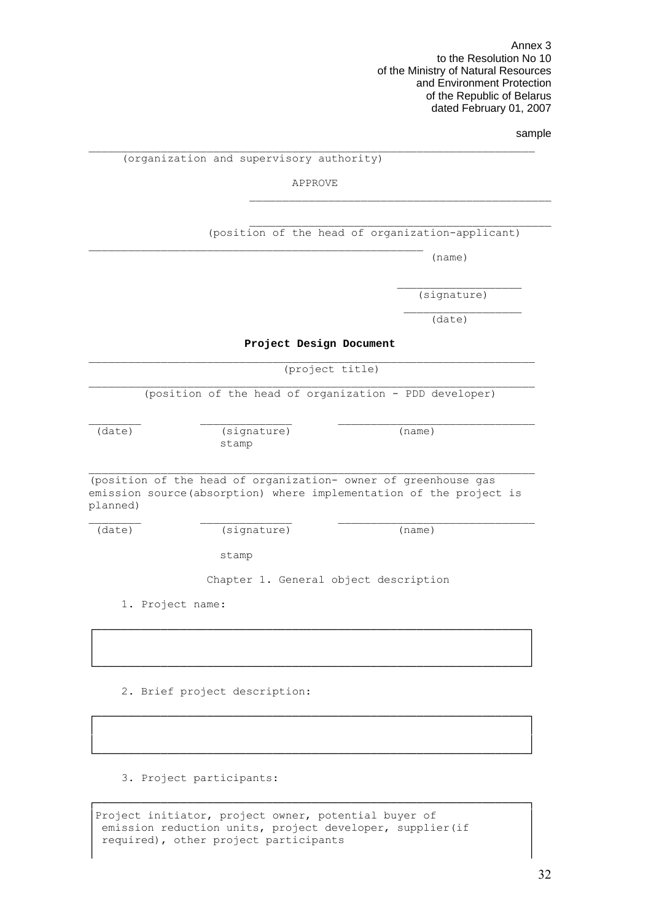Annex 3
to the Resolution No 10
of the Ministry of Natural Resources
and Environment Protection
of the Republic of Belarus
dated February 01, 2007

sample

______________________________________________________________________
(organization and supervisory authority)

APPROVE

______________________________________________

______________________________________________
(position of the head of organization-applicant)

____________________________________________________
(name)

___________________
(signature)

___________________
(date)

**Project Design Document**

______________________________________________________________________
(project title)

______________________________________________________________________
(position of the head of organization - PDD developer)

| ________ | ______________ | ______________________________ |
|---|---|---|
| (date) | (signature) stamp | (name) |

______________________________________________________________________
(position of the head of organization- owner of greenhouse gas emission source(absorption) where implementation of the project is planned)

| ________ | ______________ | ______________________________ |
|---|---|---|
| (date) | (signature) | (name) |

stamp

## Chapter 1. General object description

1. Project name:

| |
|---|
| |

2. Brief project description:

| |
|---|
| |

3. Project participants:

| |
|---|
| Project initiator, project owner, potential buyer of emission reduction units, project developer, supplier(if required), other project participants |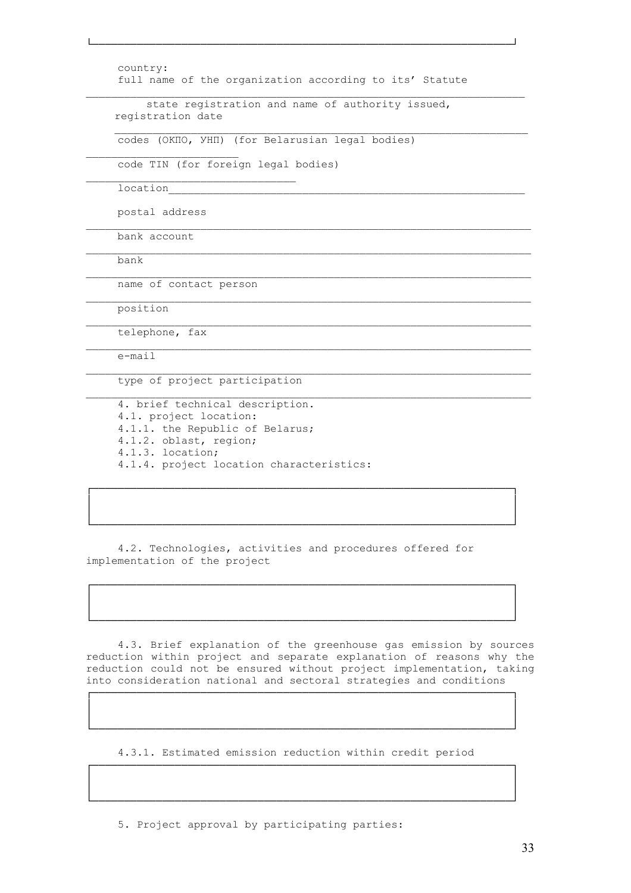country:

full name of the organization according to its' Statute

___________________________________________________________________

state registration and name of authority issued, registration date

___________________________________________________________________

codes (ОКПО, УНП) (for Belarusian legal bodies)

_______________________

code TIN (for foreign legal bodies)

________________________________

location________________________________________________________

postal address

___________________________________________________________________

bank account

___________________________________________________________________

bank

___________________________________________________________________

name of contact person

___________________________________________________________________

position

___________________________________________________________________

telephone, fax

___________________________________________________________________

e-mail

___________________________________________________________________

type of project participation

___________________________________________________________________

4. brief technical description.

4.1. project location:

4.1.1. the Republic of Belarus;

4.1.2. oblast, region;

4.1.3. location;

4.1.4. project location characteristics:

| |
|---|
| |

4.2. Technologies, activities and procedures offered for implementation of the project

| |
|---|
| |

4.3. Brief explanation of the greenhouse gas emission by sources reduction within project and separate explanation of reasons why the reduction could not be ensured without project implementation, taking into consideration national and sectoral strategies and conditions

| |
|---|
| |

4.3.1. Estimated emission reduction within credit period

| |
|---|
| |

5. Project approval by participating parties: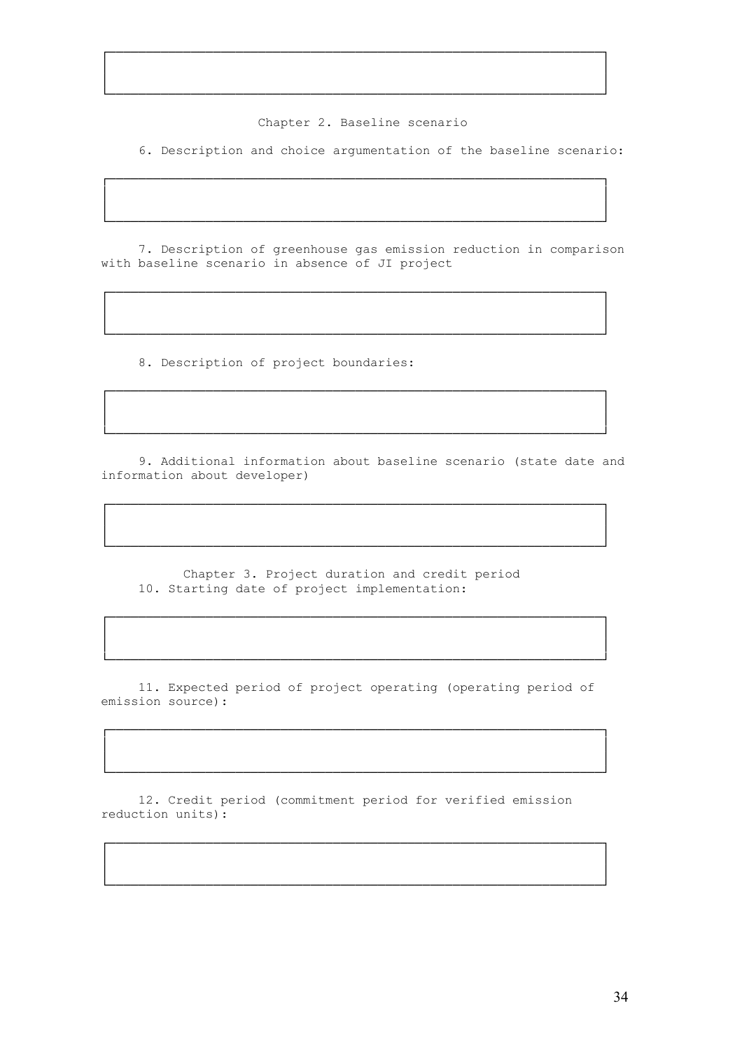Chapter 2. Baseline scenario

6. Description and choice argumentation of the baseline scenario:

7. Description of greenhouse gas emission reduction in comparison with baseline scenario in absence of JI project

8. Description of project boundaries:

9. Additional information about baseline scenario (state date and information about developer)

Chapter 3. Project duration and credit period

10. Starting date of project implementation:

11. Expected period of project operating (operating period of emission source):

12. Credit period (commitment period for verified emission reduction units):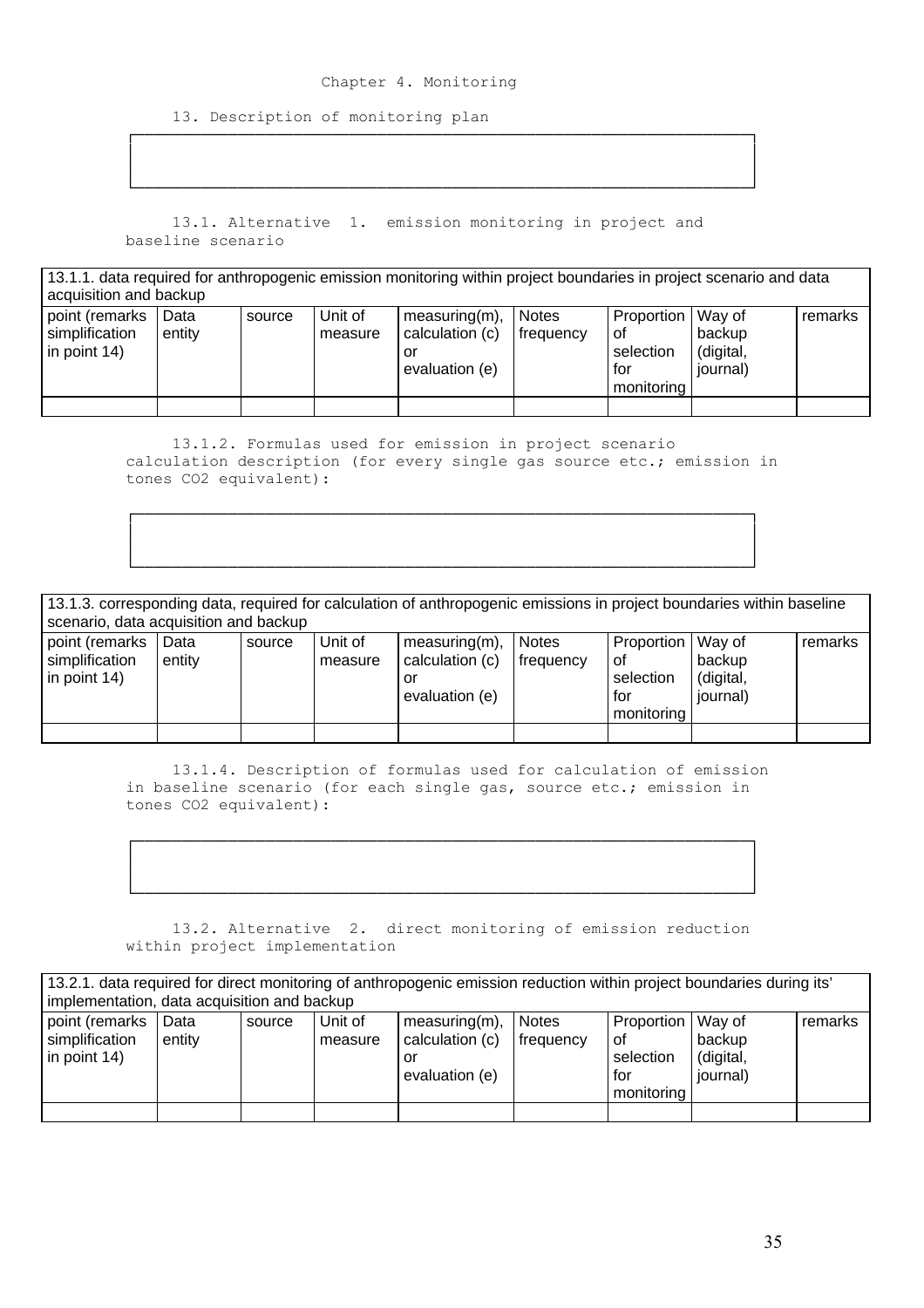Chapter 4. Monitoring

13. Description of monitoring plan

| |
|---|
| |

13.1. Alternative 1. emission monitoring in project and baseline scenario

| 13.1.1. data required for anthropogenic emission monitoring within project boundaries in project scenario and data acquisition and backup | | | | | | | | |
|---|---|---|---|---|---|---|---|---|
| point (remarks simplification in point 14) | Data entity | source | Unit of measure | measuring(m), calculation (c) or evaluation (e) | Notes frequency | Proportion of selection for monitoring | Way of backup (digital, journal) | remarks |
| | | | | | | | | |

13.1.2. Formulas used for emission in project scenario calculation description (for every single gas source etc.; emission in tones $CO_2$ equivalent):

| |
|---|
| |

| 13.1.3. corresponding data, required for calculation of anthropogenic emissions in project boundaries within baseline scenario, data acquisition and backup | | | | | | | | |
|---|---|---|---|---|---|---|---|---|
| point (remarks simplification in point 14) | Data entity | source | Unit of measure | measuring(m), calculation (c) or evaluation (e) | Notes frequency | Proportion of selection for monitoring | Way of backup (digital, journal) | remarks |
| | | | | | | | | |

13.1.4. Description of formulas used for calculation of emission in baseline scenario (for each single gas, source etc.; emission in tones $CO_2$ equivalent):

| |
|---|
| |

13.2. Alternative 2. direct monitoring of emission reduction within project implementation

| 13.2.1. data required for direct monitoring of anthropogenic emission reduction within project boundaries during its' implementation, data acquisition and backup | | | | | | | | |
|---|---|---|---|---|---|---|---|---|
| point (remarks simplification in point 14) | Data entity | source | Unit of measure | measuring(m), calculation (c) or evaluation (e) | Notes frequency | Proportion of selection for monitoring | Way of backup (digital, journal) | remarks |
| | | | | | | | | |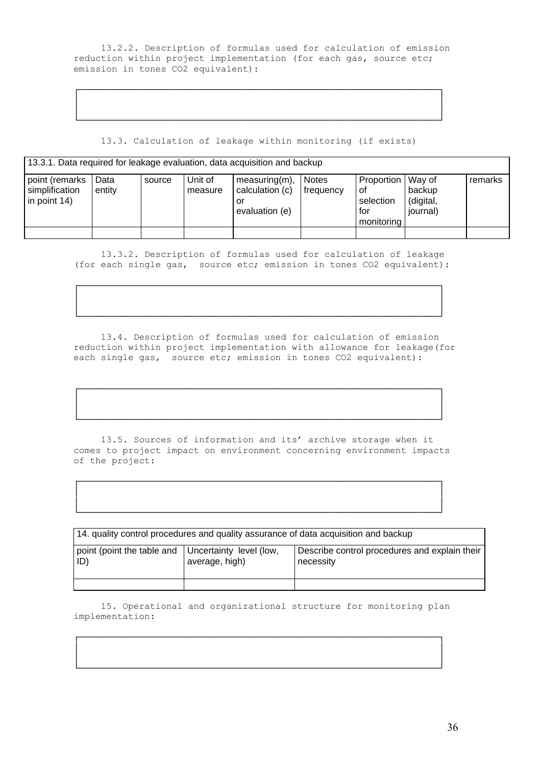13.2.2. Description of formulas used for calculation of emission reduction within project implementation (for each gas, source etc; emission in tones CO2 equivalent):

| |
|---|
| |

13.3. Calculation of leakage within monitoring (if exists)

| 13.3.1. Data required for leakage evaluation, data acquisition and backup | | | | | | | | |
|---|---|---|---|---|---|---|---|---|
| point (remarks simplification in point 14) | Data entity | source | Unit of measure | measuring(m), calculation (c) or evaluation (e) | Notes frequency | Proportion of selection for monitoring | Way of backup (digital, journal) | remarks |
| | | | | | | | | |

13.3.2. Description of formulas used for calculation of leakage (for each single gas, source etc; emission in tones CO2 equivalent):

| |
|---|
| |

13.4. Description of formulas used for calculation of emission reduction within project implementation with allowance for leakage(for each single gas, source etc; emission in tones CO2 equivalent):

| |
|---|
| |

13.5. Sources of information and its' archive storage when it comes to project impact on environment concerning environment impacts of the project:

| |
|---|
| |

| 14. quality control procedures and quality assurance of data acquisition and backup | | |
|---|---|---|
| point (point the table and ID) | Uncertainty level (low, average, high) | Describe control procedures and explain their necessity |
| | | |

15. Operational and organizational structure for monitoring plan implementation:

| |
|---|
| |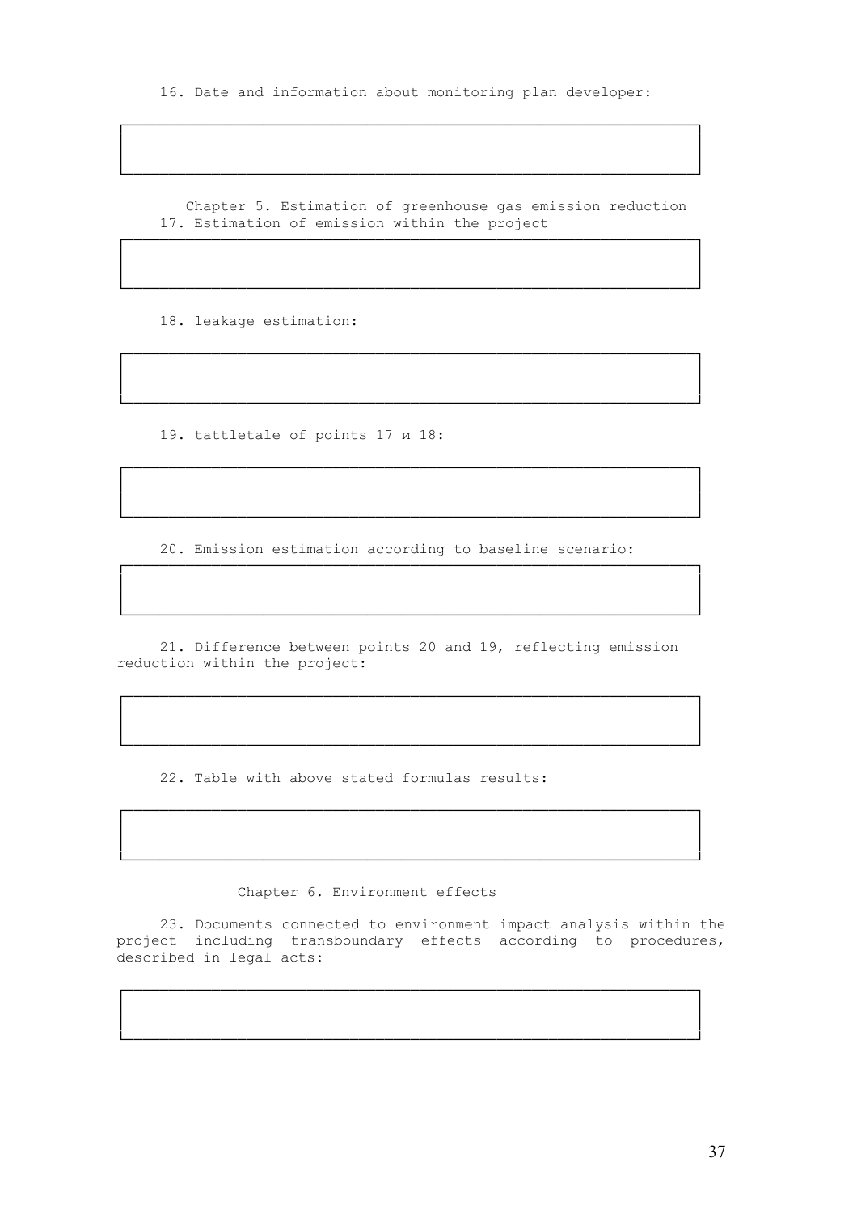16. Date and information about monitoring plan developer:

|   |
|---|
|   |

## Chapter 5. Estimation of greenhouse gas emission reduction

17. Estimation of emission within the project

|   |
|---|
|   |

18. leakage estimation:

|   |
|---|
|   |

19. tattletale of points 17 и 18:

|   |
|---|
|   |

20. Emission estimation according to baseline scenario:

|   |
|---|
|   |

21. Difference between points 20 and 19, reflecting emission reduction within the project:

|   |
|---|
|   |

22. Table with above stated formulas results:

|   |
|---|
|   |

## Chapter 6. Environment effects

23. Documents connected to environment impact analysis within the project including transboundary effects according to procedures, described in legal acts:

|   |
|---|
|   |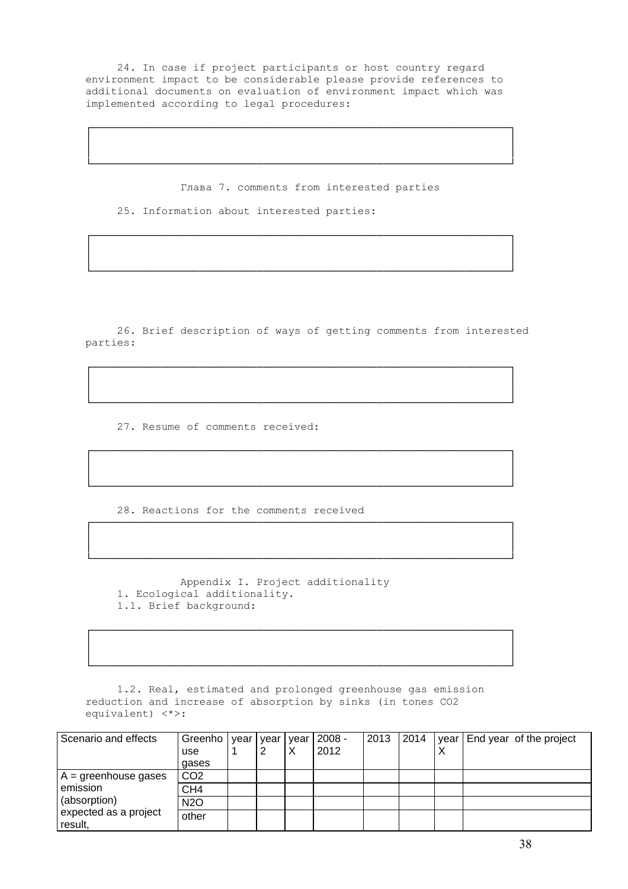24. In case if project participants or host country regard environment impact to be considerable please provide references to additional documents on evaluation of environment impact which was implemented according to legal procedures:

| |
|---|
| |

## Глава 7. comments from interested parties

25. Information about interested parties:

| |
|---|
| |

26. Brief description of ways of getting comments from interested parties:

| |
|---|
| |

27. Resume of comments received:

| |
|---|
| |

28. Reactions for the comments received

| |
|---|
| |

## Appendix I. Project additionality

1. Ecological additionality.

1.1. Brief background:

| |
|---|
| |

1.2. Real, estimated and prolonged greenhouse gas emission reduction and increase of absorption by sinks (in tones $CO_2$ equivalent) <*>:

| Scenario and effects | Greenhouse gases | year 1 | year 2 | year X | 2008 - 2012 | 2013 | 2014 | year X | End year of the project |
|---|---|---|---|---|---|---|---|---|---|
| A = greenhouse gases emission (absorption) expected as a project result, | $CO_2$ | | | | | | | | |
| | $CH_4$ | | | | | | | | |
| | $N_2O$ | | | | | | | | |
| | other | | | | | | | | |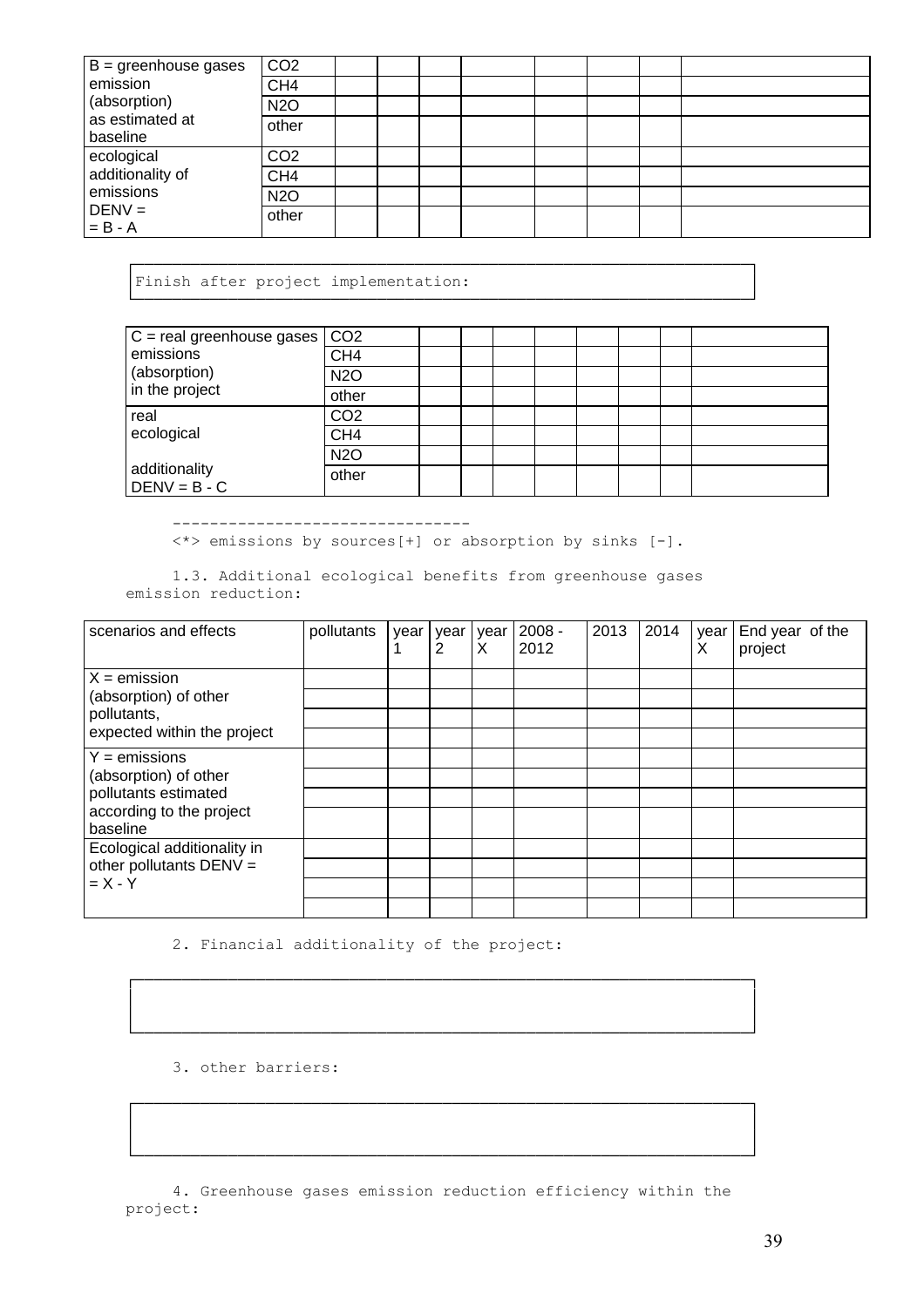| B = greenhouse gases emission (absorption) as estimated at baseline | $CO_2$ | | | | | | | | |
|---|---|---|---|---|---|---|---|---|---|
| | $CH_4$ | | | | | | | | |
| | $N_2O$ | | | | | | | | |
| | other | | | | | | | | |
| ecological additionality of emissions DENV = = B - A | $CO_2$ | | | | | | | | |
| | $CH_4$ | | | | | | | | |
| | $N_2O$ | | | | | | | | |
| | other | | | | | | | | |

```
Finish after project implementation:
```

| C = real greenhouse gases emissions (absorption) in the project | $CO_2$ | | | | | | | | |
|---|---|---|---|---|---|---|---|---|---|
| | $CH_4$ | | | | | | | | |
| | $N_2O$ | | | | | | | | |
| | other | | | | | | | | |
| real ecological additionality DENV = B - C | $CO_2$ | | | | | | | | |
| | $CH_4$ | | | | | | | | |
| | $N_2O$ | | | | | | | | |
| | other | | | | | | | | |

--------------------------------

<*> emissions by sources[+] or absorption by sinks [-].

1.3. Additional ecological benefits from greenhouse gases emission reduction:

| scenarios and effects | pollutants | year 1 | year 2 | year X | 2008 - 2012 | 2013 | 2014 | year X | End year of the project |
|---|---|---|---|---|---|---|---|---|---|
| X = emission (absorption) of other pollutants, expected within the project | | | | | | | | | |
| | | | | | | | | | |
| | | | | | | | | | |
| | | | | | | | | | |
| Y = emissions (absorption) of other pollutants estimated according to the project baseline | | | | | | | | | |
| | | | | | | | | | |
| | | | | | | | | | |
| | | | | | | | | | |
| Ecological additionality in other pollutants DENV = = X - Y | | | | | | | | | |
| | | | | | | | | | |
| | | | | | | | | | |
| | | | | | | | | | |

2. Financial additionality of the project:

3. other barriers:

4. Greenhouse gases emission reduction efficiency within the project: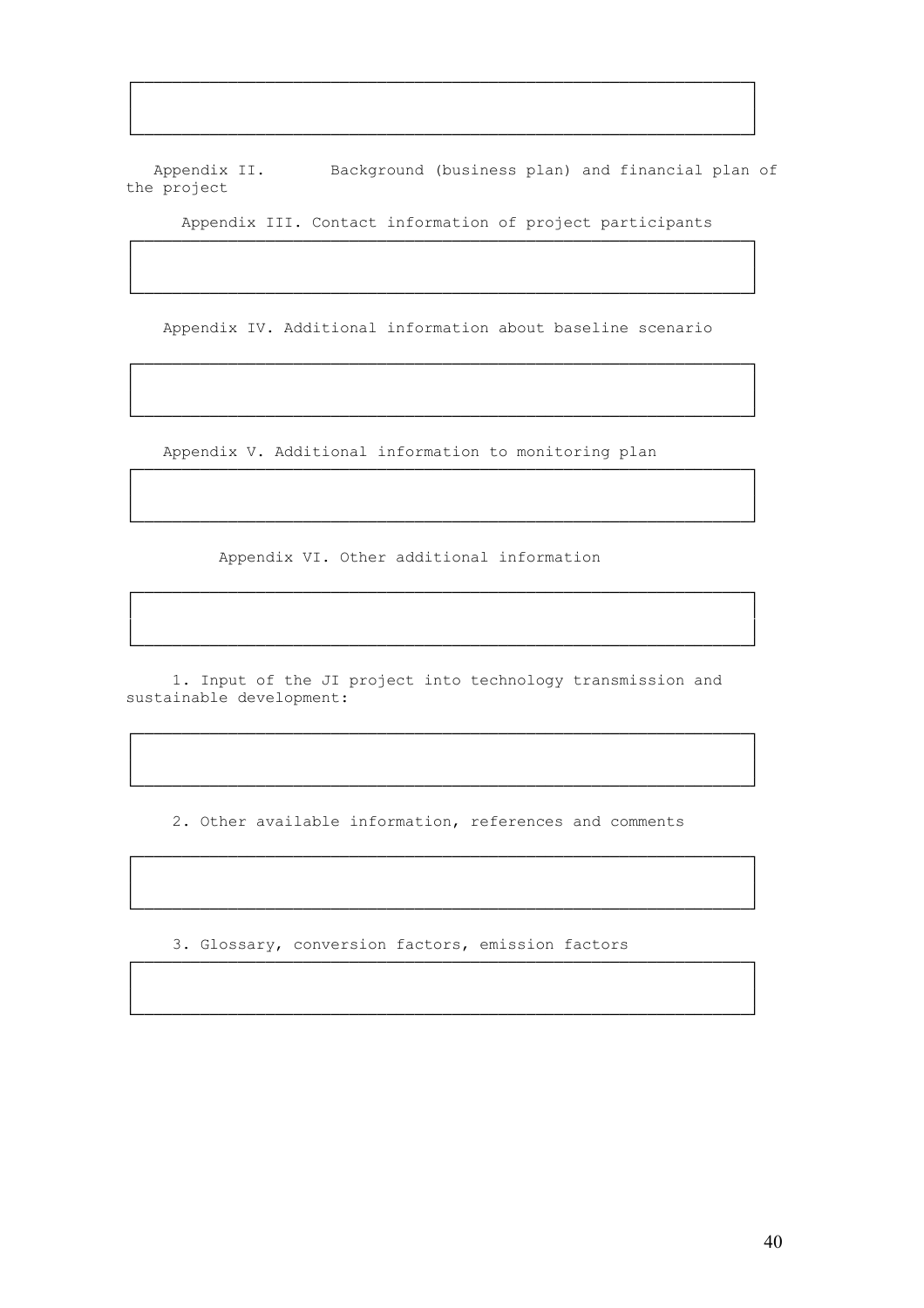Appendix II. Background (business plan) and financial plan of the project

Appendix III. Contact information of project participants

Appendix IV. Additional information about baseline scenario

Appendix V. Additional information to monitoring plan

Appendix VI. Other additional information

1. Input of the JI project into technology transmission and sustainable development:

2. Other available information, references and comments

3. Glossary, conversion factors, emission factors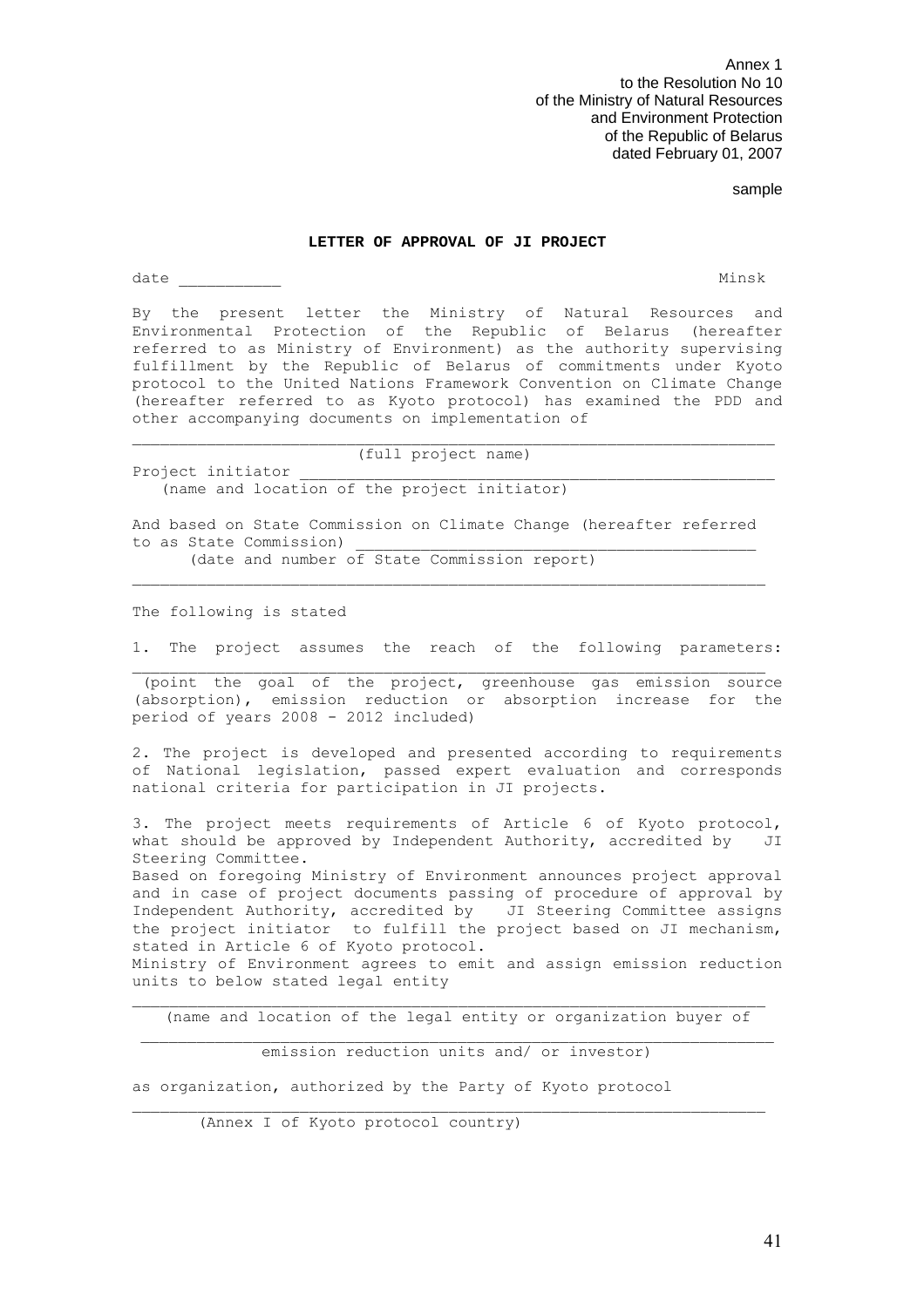Annex 1
to the Resolution No 10
of the Ministry of Natural Resources
and Environment Protection
of the Republic of Belarus
dated February 01, 2007

sample

**LETTER OF APPROVAL OF JI PROJECT**

date ___________ Minsk

By the present letter the Ministry of Natural Resources and Environmental Protection of the Republic of Belarus (hereafter referred to as Ministry of Environment) as the authority supervising fulfillment by the Republic of Belarus of commitments under Kyoto protocol to the United Nations Framework Convention on Climate Change (hereafter referred to as Kyoto protocol) has examined the PDD and other accompanying documents on implementation of

______________________________________________________________________
(full project name)

Project initiator _____________________________________________________
(name and location of the project initiator)

And based on State Commission on Climate Change (hereafter referred to as State Commission) ________________________________________
(date and number of State Commission report)

______________________________________________________________________

The following is stated

1. The project assumes the reach of the following parameters: ______________________________________________________________________
(point the goal of the project, greenhouse gas emission source (absorption), emission reduction or absorption increase for the period of years 2008 - 2012 included)

2. The project is developed and presented according to requirements of National legislation, passed expert evaluation and corresponds national criteria for participation in JI projects.

3. The project meets requirements of Article 6 of Kyoto protocol, what should be approved by Independent Authority, accredited by JI Steering Committee.

Based on foregoing Ministry of Environment announces project approval and in case of project documents passing of procedure of approval by Independent Authority, accredited by JI Steering Committee assigns the project initiator to fulfill the project based on JI mechanism, stated in Article 6 of Kyoto protocol.

Ministry of Environment agrees to emit and assign emission reduction units to below stated legal entity

______________________________________________________________________
(name and location of the legal entity or organization buyer of

______________________________________________________________________
emission reduction units and/ or investor)

as organization, authorized by the Party of Kyoto protocol

______________________________________________________________________
(Annex I of Kyoto protocol country)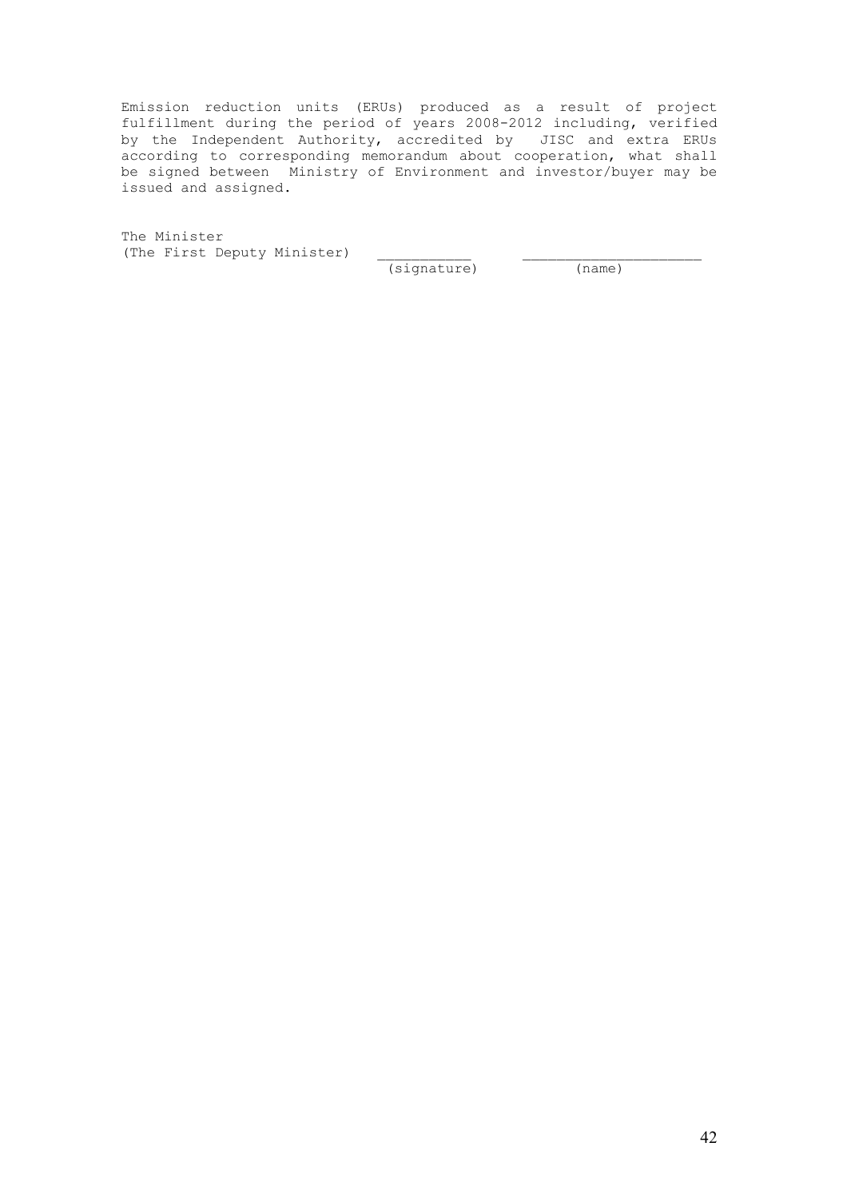Emission reduction units (ERUs) produced as a result of project fulfillment during the period of years 2008-2012 including, verified by the Independent Authority, accredited by JISC and extra ERUs according to corresponding memorandum about cooperation, what shall be signed between Ministry of Environment and investor/buyer may be issued and assigned.

The Minister
(The First Deputy Minister) \_\_\_\_\_\_\_\_\_\_\_ \_\_\_\_\_\_\_\_\_\_\_\_\_\_\_\_\_\_\_\_\_
(signature) (name)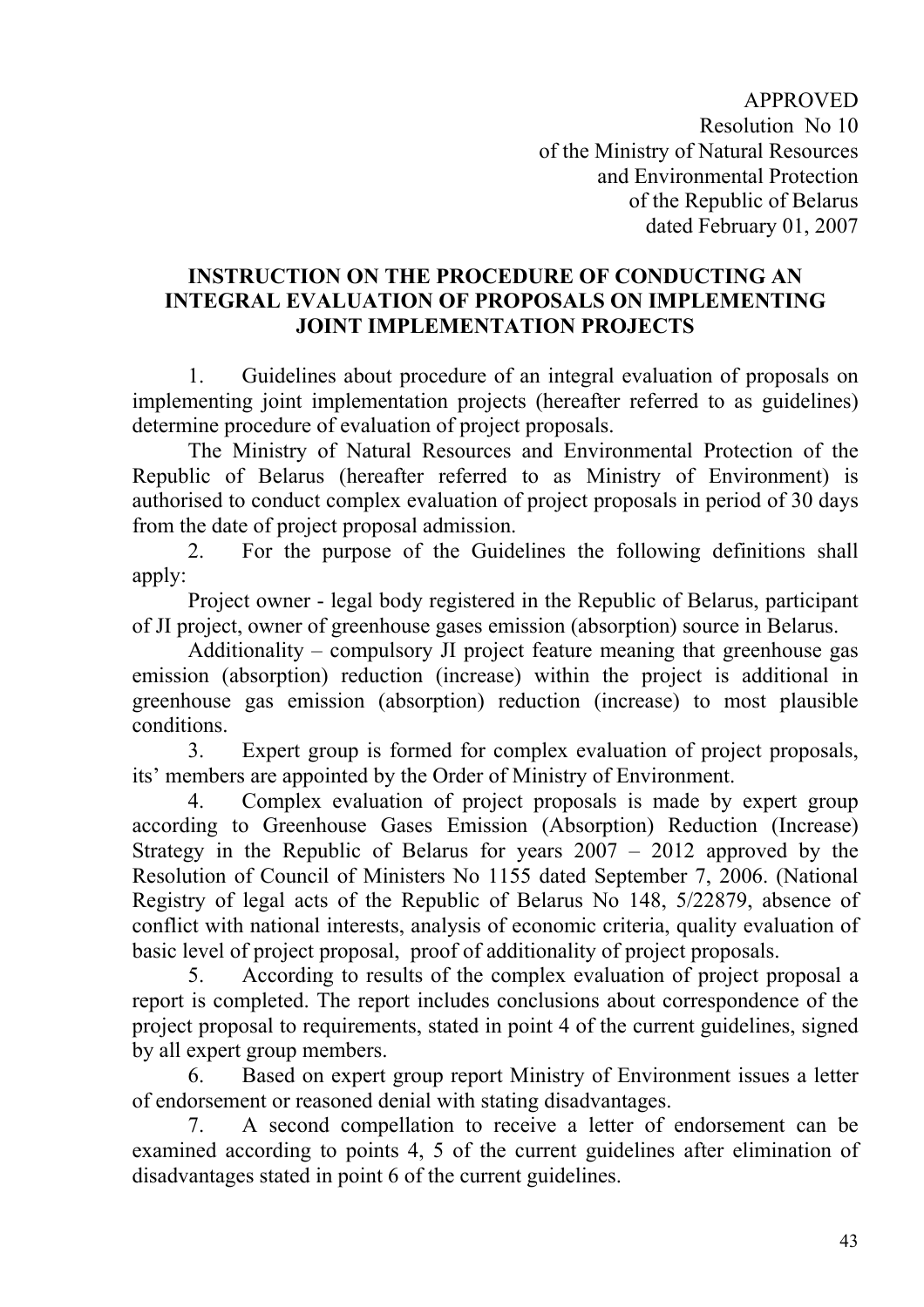APPROVED
Resolution No 10
of the Ministry of Natural Resources
and Environmental Protection
of the Republic of Belarus
dated February 01, 2007

## INSTRUCTION ON THE PROCEDURE OF CONDUCTING AN INTEGRAL EVALUATION OF PROPOSALS ON IMPLEMENTING JOINT IMPLEMENTATION PROJECTS

1. Guidelines about procedure of an integral evaluation of proposals on implementing joint implementation projects (hereafter referred to as guidelines) determine procedure of evaluation of project proposals.

The Ministry of Natural Resources and Environmental Protection of the Republic of Belarus (hereafter referred to as Ministry of Environment) is authorised to conduct complex evaluation of project proposals in period of 30 days from the date of project proposal admission.

2. For the purpose of the Guidelines the following definitions shall apply:

Project owner - legal body registered in the Republic of Belarus, participant of JI project, owner of greenhouse gases emission (absorption) source in Belarus.

Additionality – compulsory JI project feature meaning that greenhouse gas emission (absorption) reduction (increase) within the project is additional in greenhouse gas emission (absorption) reduction (increase) to most plausible conditions.

3. Expert group is formed for complex evaluation of project proposals, its' members are appointed by the Order of Ministry of Environment.

4. Complex evaluation of project proposals is made by expert group according to Greenhouse Gases Emission (Absorption) Reduction (Increase) Strategy in the Republic of Belarus for years 2007 – 2012 approved by the Resolution of Council of Ministers No 1155 dated September 7, 2006. (National Registry of legal acts of the Republic of Belarus No 148, 5/22879, absence of conflict with national interests, analysis of economic criteria, quality evaluation of basic level of project proposal, proof of additionality of project proposals.

5. According to results of the complex evaluation of project proposal a report is completed. The report includes conclusions about correspondence of the project proposal to requirements, stated in point 4 of the current guidelines, signed by all expert group members.

6. Based on expert group report Ministry of Environment issues a letter of endorsement or reasoned denial with stating disadvantages.

7. A second compellation to receive a letter of endorsement can be examined according to points 4, 5 of the current guidelines after elimination of disadvantages stated in point 6 of the current guidelines.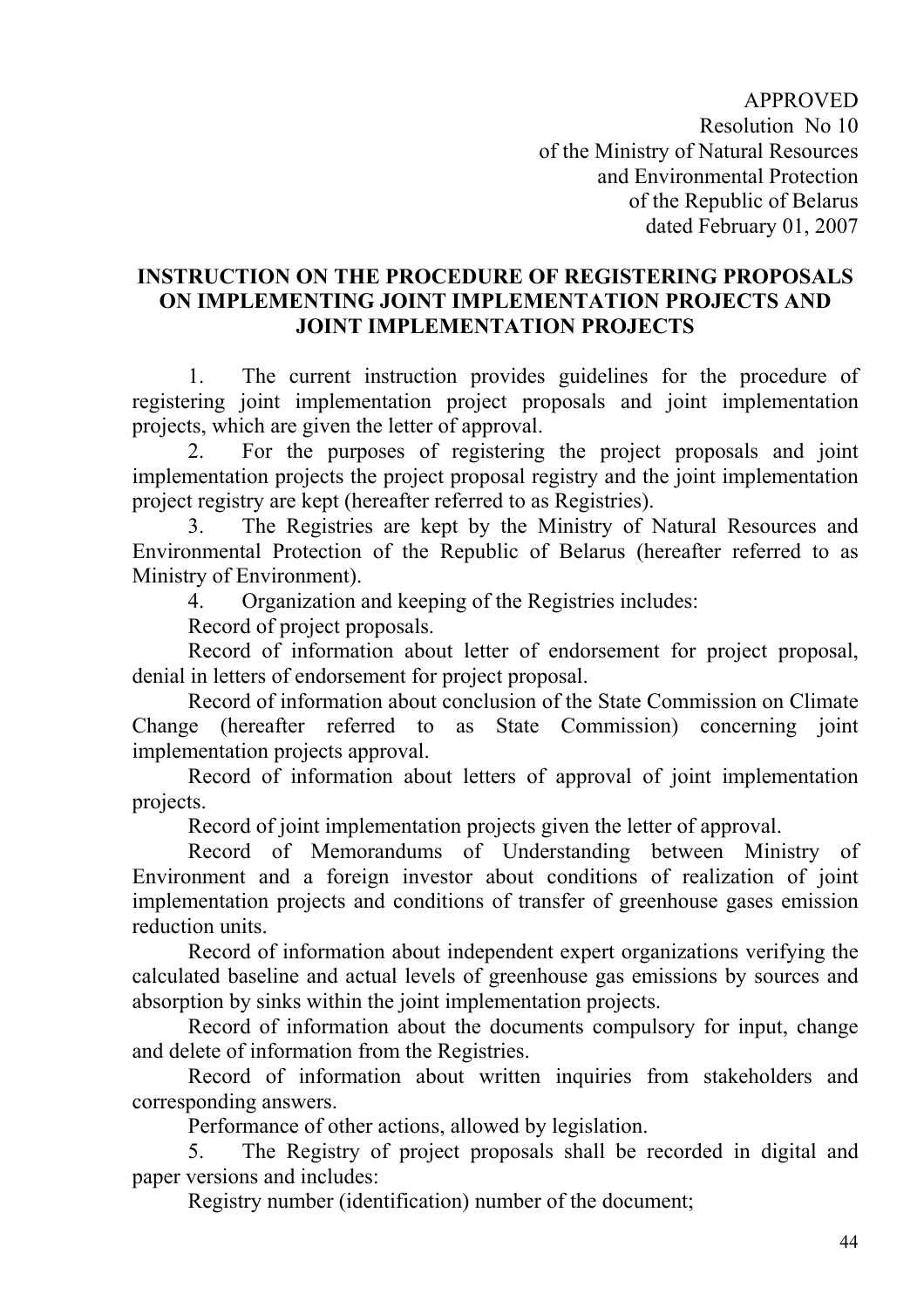APPROVED
Resolution No 10
of the Ministry of Natural Resources
and Environmental Protection
of the Republic of Belarus
dated February 01, 2007

**INSTRUCTION ON THE PROCEDURE OF REGISTERING PROPOSALS ON IMPLEMENTING JOINT IMPLEMENTATION PROJECTS AND JOINT IMPLEMENTATION PROJECTS**

1. The current instruction provides guidelines for the procedure of registering joint implementation project proposals and joint implementation projects, which are given the letter of approval.

2. For the purposes of registering the project proposals and joint implementation projects the project proposal registry and the joint implementation project registry are kept (hereafter referred to as Registries).

3. The Registries are kept by the Ministry of Natural Resources and Environmental Protection of the Republic of Belarus (hereafter referred to as Ministry of Environment).

4. Organization and keeping of the Registries includes:

Record of project proposals.

Record of information about letter of endorsement for project proposal, denial in letters of endorsement for project proposal.

Record of information about conclusion of the State Commission on Climate Change (hereafter referred to as State Commission) concerning joint implementation projects approval.

Record of information about letters of approval of joint implementation projects.

Record of joint implementation projects given the letter of approval.

Record of Memorandums of Understanding between Ministry of Environment and a foreign investor about conditions of realization of joint implementation projects and conditions of transfer of greenhouse gases emission reduction units.

Record of information about independent expert organizations verifying the calculated baseline and actual levels of greenhouse gas emissions by sources and absorption by sinks within the joint implementation projects.

Record of information about the documents compulsory for input, change and delete of information from the Registries.

Record of information about written inquiries from stakeholders and corresponding answers.

Performance of other actions, allowed by legislation.

5. The Registry of project proposals shall be recorded in digital and paper versions and includes:

Registry number (identification) number of the document;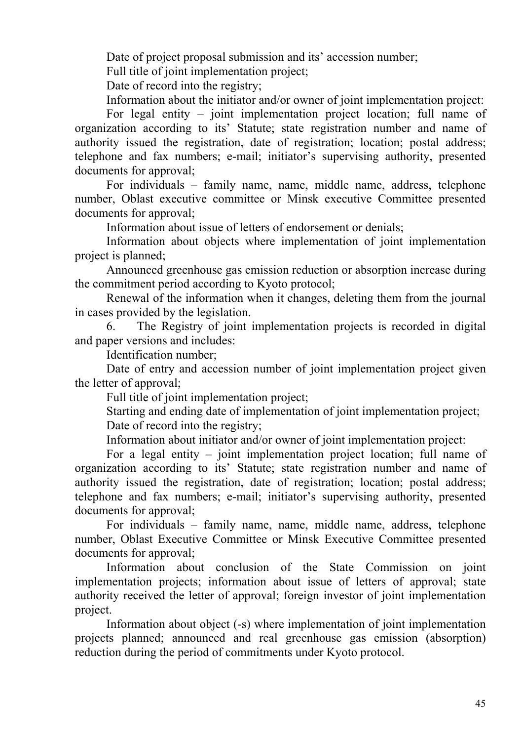Date of project proposal submission and its' accession number;

Full title of joint implementation project;

Date of record into the registry;

Information about the initiator and/or owner of joint implementation project:

For legal entity – joint implementation project location; full name of organization according to its' Statute; state registration number and name of authority issued the registration, date of registration; location; postal address; telephone and fax numbers; e-mail; initiator's supervising authority, presented documents for approval;

For individuals – family name, name, middle name, address, telephone number, Oblast executive committee or Minsk executive Committee presented documents for approval;

Information about issue of letters of endorsement or denials;

Information about objects where implementation of joint implementation project is planned;

Announced greenhouse gas emission reduction or absorption increase during the commitment period according to Kyoto protocol;

Renewal of the information when it changes, deleting them from the journal in cases provided by the legislation.

6. The Registry of joint implementation projects is recorded in digital and paper versions and includes:

Identification number;

Date of entry and accession number of joint implementation project given the letter of approval;

Full title of joint implementation project;

Starting and ending date of implementation of joint implementation project;

Date of record into the registry;

Information about initiator and/or owner of joint implementation project:

For a legal entity – joint implementation project location; full name of organization according to its' Statute; state registration number and name of authority issued the registration, date of registration; location; postal address; telephone and fax numbers; e-mail; initiator's supervising authority, presented documents for approval;

For individuals – family name, name, middle name, address, telephone number, Oblast Executive Committee or Minsk Executive Committee presented documents for approval;

Information about conclusion of the State Commission on joint implementation projects; information about issue of letters of approval; state authority received the letter of approval; foreign investor of joint implementation project.

Information about object (-s) where implementation of joint implementation projects planned; announced and real greenhouse gas emission (absorption) reduction during the period of commitments under Kyoto protocol.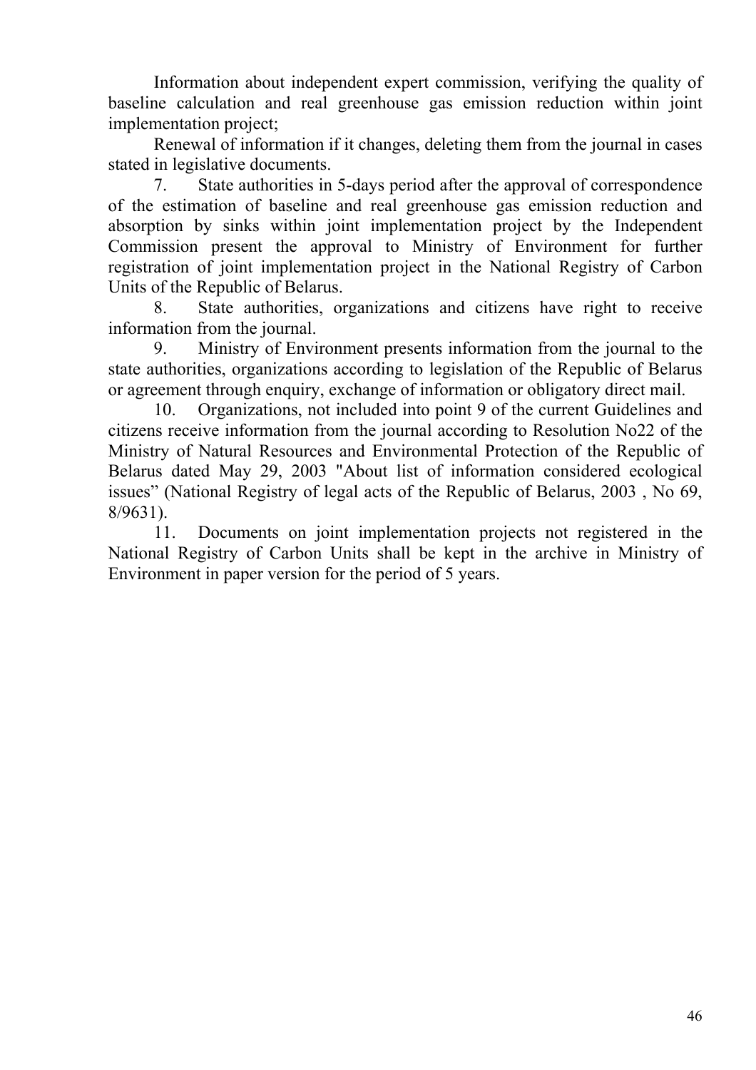Information about independent expert commission, verifying the quality of baseline calculation and real greenhouse gas emission reduction within joint implementation project;

Renewal of information if it changes, deleting them from the journal in cases stated in legislative documents.

7. State authorities in 5-days period after the approval of correspondence of the estimation of baseline and real greenhouse gas emission reduction and absorption by sinks within joint implementation project by the Independent Commission present the approval to Ministry of Environment for further registration of joint implementation project in the National Registry of Carbon Units of the Republic of Belarus.

8. State authorities, organizations and citizens have right to receive information from the journal.

9. Ministry of Environment presents information from the journal to the state authorities, organizations according to legislation of the Republic of Belarus or agreement through enquiry, exchange of information or obligatory direct mail.

10. Organizations, not included into point 9 of the current Guidelines and citizens receive information from the journal according to Resolution No22 of the Ministry of Natural Resources and Environmental Protection of the Republic of Belarus dated May 29, 2003 "About list of information considered ecological issues" (National Registry of legal acts of the Republic of Belarus, 2003 , No 69, 8/9631).

11. Documents on joint implementation projects not registered in the National Registry of Carbon Units shall be kept in the archive in Ministry of Environment in paper version for the period of 5 years.